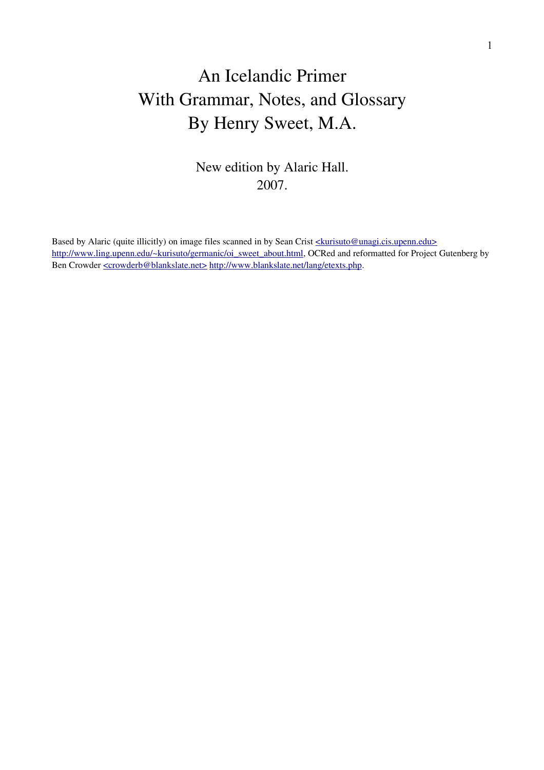# An Icelandic Primer
# With Grammar, Notes, and Glossary
# By Henry Sweet, M.A.

New edition by Alaric Hall.
2007.

Based by Alaric (quite illicitly) on image files scanned in by Sean Crist <kurisuto@unagi.cis.upenn.edu> http://www.ling.upenn.edu/~kurisuto/germanic/oi_sweet_about.html, OCRed and reformatted for Project Gutenberg by Ben Crowder <crowderb@blankslate.net> http://www.blankslate.net/lang/etexts.php.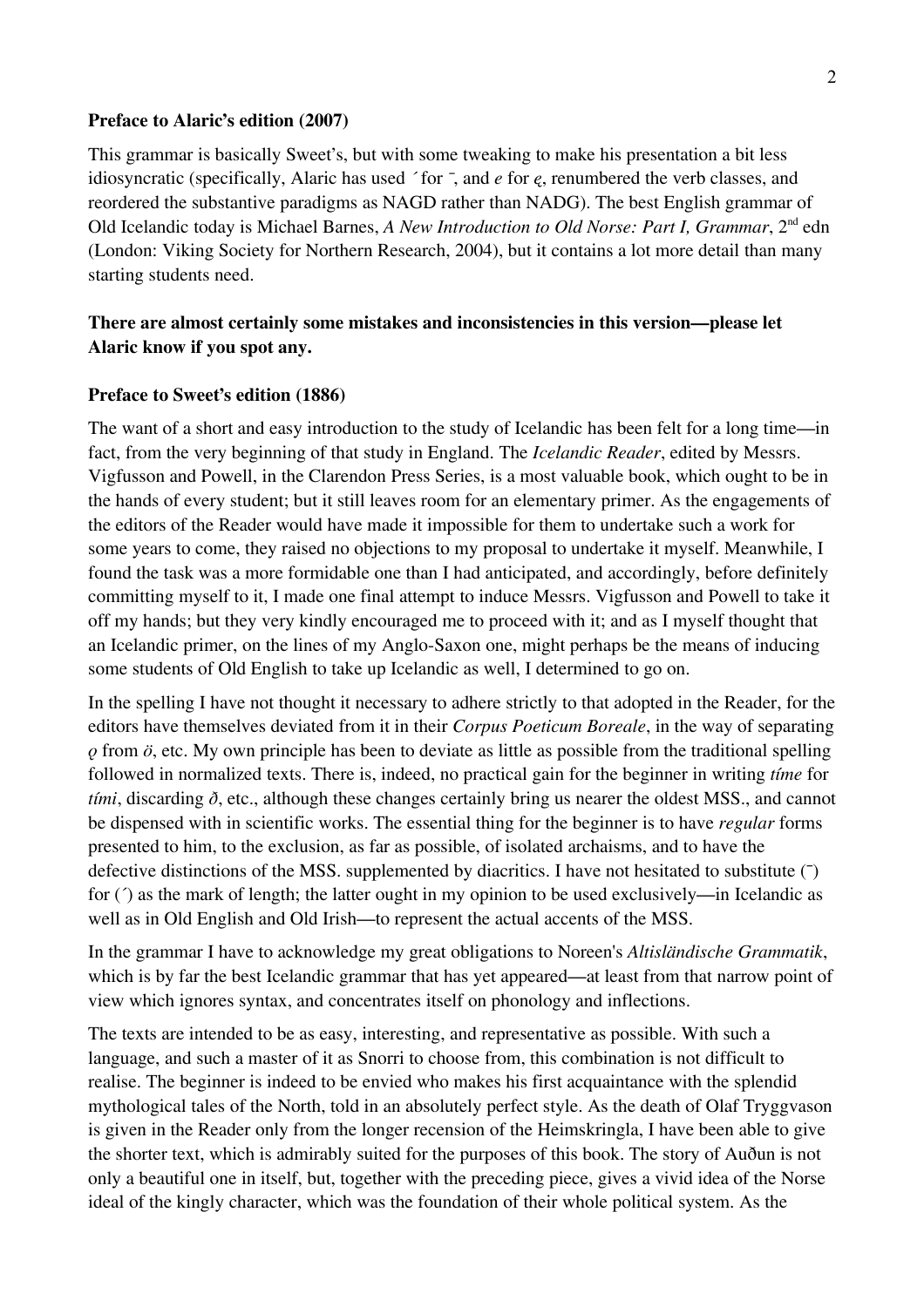**Preface to Alaric's edition (2007)**

This grammar is basically Sweet's, but with some tweaking to make his presentation a bit less idiosyncratic (specifically, Alaric has used ´ for ¯, and *e* for *ę*, renumbered the verb classes, and reordered the substantive paradigms as NAGD rather than NADG). The best English grammar of Old Icelandic today is Michael Barnes, *A New Introduction to Old Norse: Part I, Grammar*, 2nd edn (London: Viking Society for Northern Research, 2004), but it contains a lot more detail than many starting students need.

**There are almost certainly some mistakes and inconsistencies in this version—please let Alaric know if you spot any.**

**Preface to Sweet's edition (1886)**

The want of a short and easy introduction to the study of Icelandic has been felt for a long time—in fact, from the very beginning of that study in England. The *Icelandic Reader*, edited by Messrs. Vigfusson and Powell, in the Clarendon Press Series, is a most valuable book, which ought to be in the hands of every student; but it still leaves room for an elementary primer. As the engagements of the editors of the Reader would have made it impossible for them to undertake such a work for some years to come, they raised no objections to my proposal to undertake it myself. Meanwhile, I found the task was a more formidable one than I had anticipated, and accordingly, before definitely committing myself to it, I made one final attempt to induce Messrs. Vigfusson and Powell to take it off my hands; but they very kindly encouraged me to proceed with it; and as I myself thought that an Icelandic primer, on the lines of my Anglo-Saxon one, might perhaps be the means of inducing some students of Old English to take up Icelandic as well, I determined to go on.

In the spelling I have not thought it necessary to adhere strictly to that adopted in the Reader, for the editors have themselves deviated from it in their *Corpus Poeticum Boreale*, in the way of separating *ǫ* from *ö*, etc. My own principle has been to deviate as little as possible from the traditional spelling followed in normalized texts. There is, indeed, no practical gain for the beginner in writing *tíme* for *tími*, discarding *ð*, etc., although these changes certainly bring us nearer the oldest MSS., and cannot be dispensed with in scientific works. The essential thing for the beginner is to have *regular* forms presented to him, to the exclusion, as far as possible, of isolated archaisms, and to have the defective distinctions of the MSS. supplemented by diacritics. I have not hesitated to substitute (¯) for (´) as the mark of length; the latter ought in my opinion to be used exclusively—in Icelandic as well as in Old English and Old Irish—to represent the actual accents of the MSS.

In the grammar I have to acknowledge my great obligations to Noreen's *Altisländische Grammatik*, which is by far the best Icelandic grammar that has yet appeared—at least from that narrow point of view which ignores syntax, and concentrates itself on phonology and inflections.

The texts are intended to be as easy, interesting, and representative as possible. With such a language, and such a master of it as Snorri to choose from, this combination is not difficult to realise. The beginner is indeed to be envied who makes his first acquaintance with the splendid mythological tales of the North, told in an absolutely perfect style. As the death of Olaf Tryggvason is given in the Reader only from the longer recension of the Heimskringla, I have been able to give the shorter text, which is admirably suited for the purposes of this book. The story of Auðun is not only a beautiful one in itself, but, together with the preceding piece, gives a vivid idea of the Norse ideal of the kingly character, which was the foundation of their whole political system. As the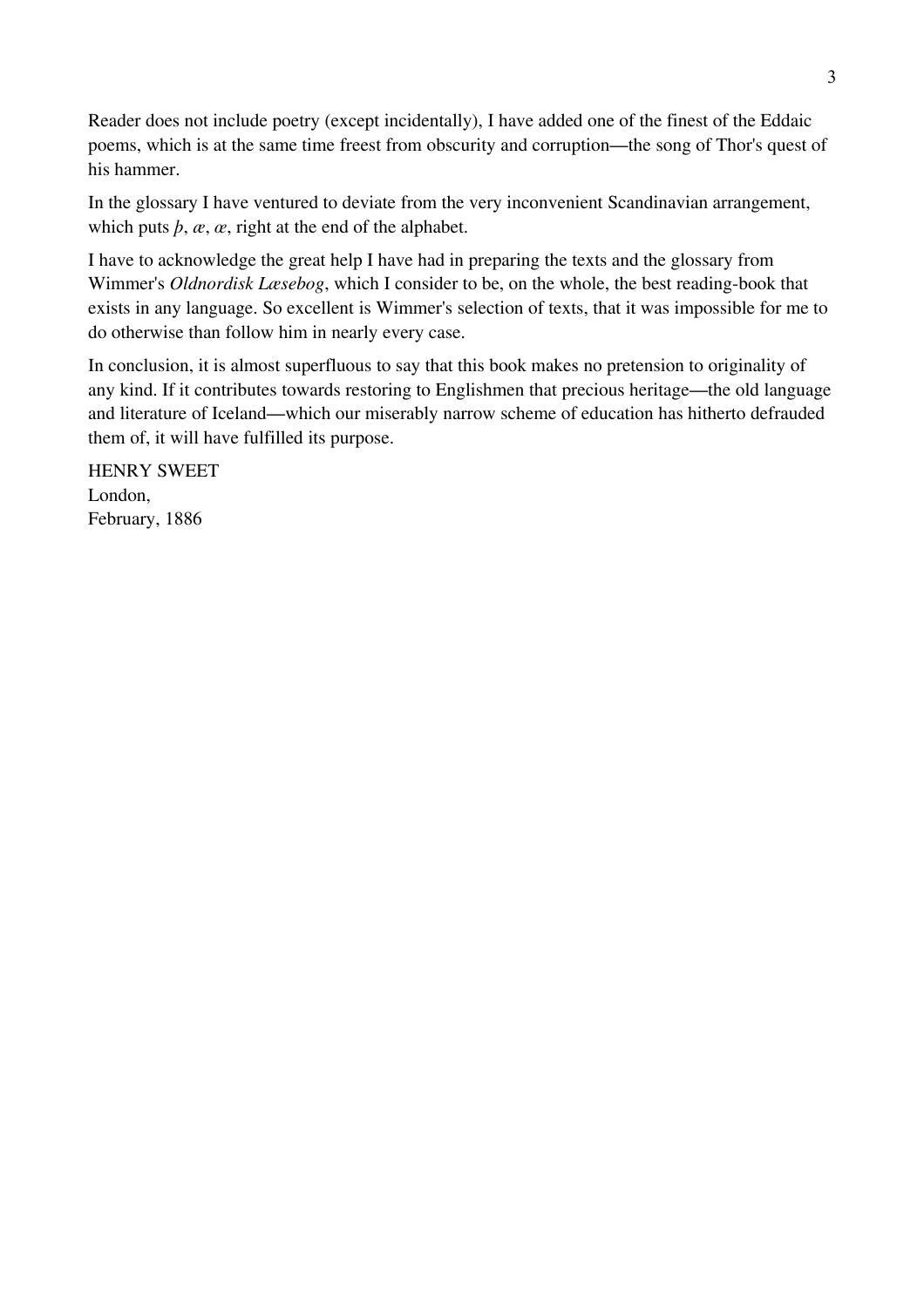Reader does not include poetry (except incidentally), I have added one of the finest of the Eddaic poems, which is at the same time freest from obscurity and corruption—the song of Thor's quest of his hammer.

In the glossary I have ventured to deviate from the very inconvenient Scandinavian arrangement, which puts *þ*, *æ*, *œ*, right at the end of the alphabet.

I have to acknowledge the great help I have had in preparing the texts and the glossary from Wimmer's *Oldnordisk Læsebog*, which I consider to be, on the whole, the best reading-book that exists in any language. So excellent is Wimmer's selection of texts, that it was impossible for me to do otherwise than follow him in nearly every case.

In conclusion, it is almost superfluous to say that this book makes no pretension to originality of any kind. If it contributes towards restoring to Englishmen that precious heritage—the old language and literature of Iceland—which our miserably narrow scheme of education has hitherto defrauded them of, it will have fulfilled its purpose.

HENRY SWEET  
London,  
February, 1886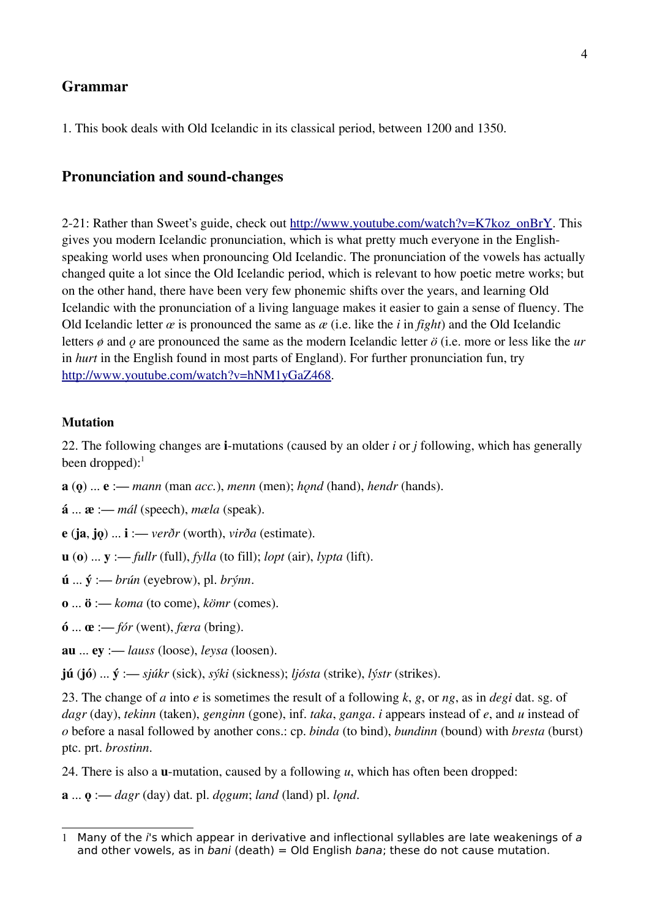## Grammar

1. This book deals with Old Icelandic in its classical period, between 1200 and 1350.

## Pronunciation and sound-changes

2-21: Rather than Sweet's guide, check out [http://www.youtube.com/watch?v=K7koz_onBrY](http://www.youtube.com/watch?v=K7koz_onBrY). This gives you modern Icelandic pronunciation, which is what pretty much everyone in the English-speaking world uses when pronouncing Old Icelandic. The pronunciation of the vowels has actually changed quite a lot since the Old Icelandic period, which is relevant to how poetic metre works; but on the other hand, there have been very few phonemic shifts over the years, and learning Old Icelandic with the pronunciation of a living language makes it easier to gain a sense of fluency. The Old Icelandic letter *ǽ* is pronounced the same as *æ* (i.e. like the *i* in *fight*) and the Old Icelandic letters *ǿ* and *ǫ* are pronounced the same as the modern Icelandic letter *ö* (i.e. more or less like the *ur* in *hurt* in the English found in most parts of England). For further pronunciation fun, try [http://www.youtube.com/watch?v=hNM1yGaZ468](http://www.youtube.com/watch?v=hNM1yGaZ468).

### Mutation

22. The following changes are **i**-mutations (caused by an older *i* or *j* following, which has generally been dropped):[1]

**a** (**ǫ**) ... **e** :— *mann* (man *acc.*), *menn* (men); *hǫnd* (hand), *hendr* (hands).

**á** ... **æ** :— *mál* (speech), *mæla* (speak).

**e** (**ja**, **jǫ**) ... **i** :— *verðr* (worth), *virða* (estimate).

**u** (**o**) ... **y** :— *fullr* (full), *fylla* (to fill); *lopt* (air), *lypta* (lift).

**ú** ... **ý** :— *brún* (eyebrow), pl. *brýnn*.

**o** ... **ö** :— *koma* (to come), *kömr* (comes).

**ó** ... **œ** :— *fór* (went), *fœra* (bring).

**au** ... **ey** :— *lauss* (loose), *leysa* (loosen).

**jú** (**jó**) ... **ý** :— *sjúkr* (sick), *sýki* (sickness); *ljósta* (strike), *lýstr* (strikes).

23. The change of *a* into *e* is sometimes the result of a following *k*, *g*, or *ng*, as in *degi* dat. sg. of *dagr* (day), *tekinn* (taken), *genginn* (gone), inf. *taka*, *ganga*. *i* appears instead of *e*, and *u* instead of *o* before a nasal followed by another cons.: cp. *binda* (to bind), *bundinn* (bound) with *bresta* (burst) ptc. prt. *brostinn*.

24. There is also a **u**-mutation, caused by a following *u*, which has often been dropped:

**a** ... **ǫ** :— *dagr* (day) dat. pl. *dǫgum*; *land* (land) pl. *lǫnd*.

---

[1] Many of the *i*'s which appear in derivative and inflectional syllables are late weakenings of *a* and other vowels, as in *bani* (death) = Old English *bana*; these do not cause mutation.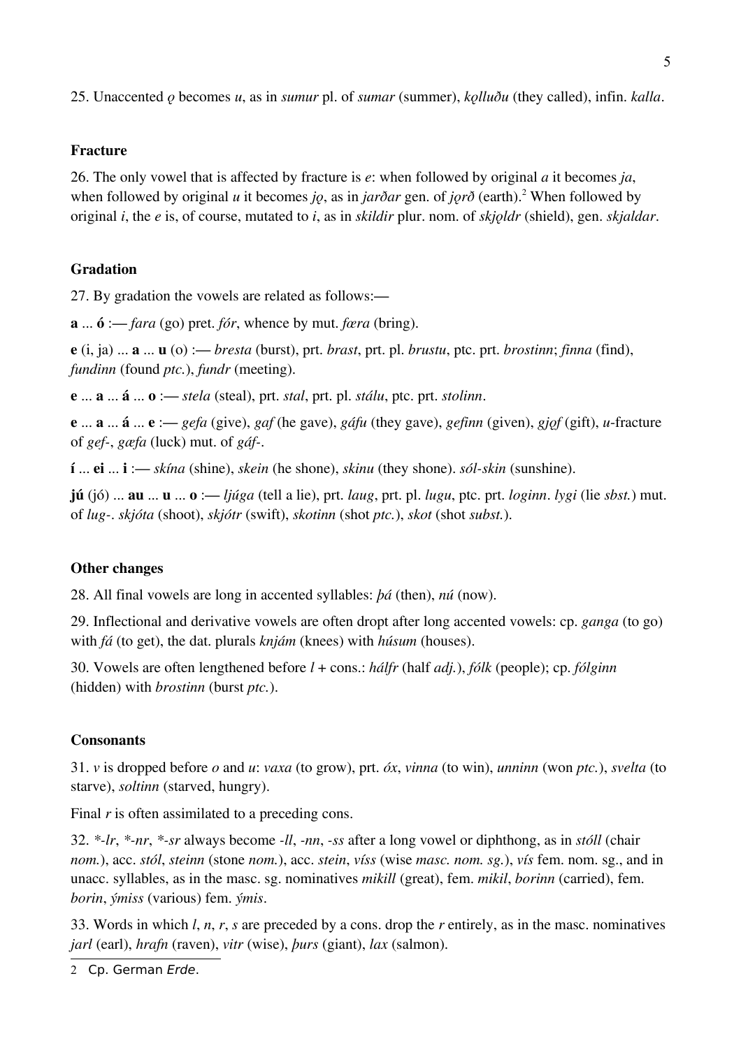25. Unaccented *ǫ* becomes *u*, as in *sumur* pl. of *sumar* (summer), *kǫlluðu* (they called), infin. *kalla*.

### Fracture

26. The only vowel that is affected by fracture is *e*: when followed by original *a* it becomes *ja*, when followed by original *u* it becomes *jǫ*, as in *jarðar* gen. of *jǫrð* (earth).[2] When followed by original *i*, the *e* is, of course, mutated to *i*, as in *skildir* plur. nom. of *skjǫldr* (shield), gen. *skjaldar*.

### Gradation

27. By gradation the vowels are related as follows:—

**a** ... **ó** :— *fara* (go) pret. *fór*, whence by mut. *fœra* (bring).

**e** (i, ja) ... **a** ... **u** (o) :— *bresta* (burst), prt. *brast*, prt. pl. *brustu*, ptc. prt. *brostinn*; *finna* (find), *fundinn* (found *ptc.*), *fundr* (meeting).

**e** ... **a** ... **á** ... **o** :— *stela* (steal), prt. *stal*, prt. pl. *stálu*, ptc. prt. *stolinn*.

**e** ... **a** ... **á** ... **e** :— *gefa* (give), *gaf* (he gave), *gáfu* (they gave), *gefinn* (given), *gjǫf* (gift), *u*-fracture of *gef-*, *gæfa* (luck) mut. of *gáf-*.

**í** ... **ei** ... **i** :— *skína* (shine), *skein* (he shone), *skinu* (they shone). *sól-skin* (sunshine).

**jú** (jó) ... **au** ... **u** ... **o** :— *ljúga* (tell a lie), prt. *laug*, prt. pl. *lugu*, ptc. prt. *loginn*. *lygi* (lie *sbst.*) mut. of *lug-*. *skjóta* (shoot), *skjótr* (swift), *skotinn* (shot *ptc.*), *skot* (shot *subst.*).

### Other changes

28. All final vowels are long in accented syllables: *þá* (then), *nú* (now).

29. Inflectional and derivative vowels are often dropt after long accented vowels: cp. *ganga* (to go) with *fá* (to get), the dat. plurals *knjám* (knees) with *húsum* (houses).

30. Vowels are often lengthened before *l* + cons.: *hálfr* (half *adj.*), *fólk* (people); cp. *fólginn* (hidden) with *brostinn* (burst *ptc.*).

### Consonants

31. *v* is dropped before *o* and *u*: *vaxa* (to grow), prt. *óx*, *vinna* (to win), *unninn* (won *ptc.*), *svelta* (to starve), *soltinn* (starved, hungry).

Final *r* is often assimilated to a preceding cons.

32. *\*-lr*, *\*-nr*, *\*-sr* always become *-ll*, *-nn*, *-ss* after a long vowel or diphthong, as in *stóll* (chair *nom.*), acc. *stól*, *steinn* (stone *nom.*), acc. *stein*, *víss* (wise *masc. nom. sg.*), *vís* fem. nom. sg., and in unacc. syllables, as in the masc. sg. nominatives *mikill* (great), fem. *mikil*, *borinn* (carried), fem. *borin*, *ýmiss* (various) fem. *ýmis*.

33. Words in which *l*, *n*, *r*, *s* are preceded by a cons. drop the *r* entirely, as in the masc. nominatives *jarl* (earl), *hrafn* (raven), *vitr* (wise), *þurs* (giant), *lax* (salmon).

---

[2] Cp. German *Erde*.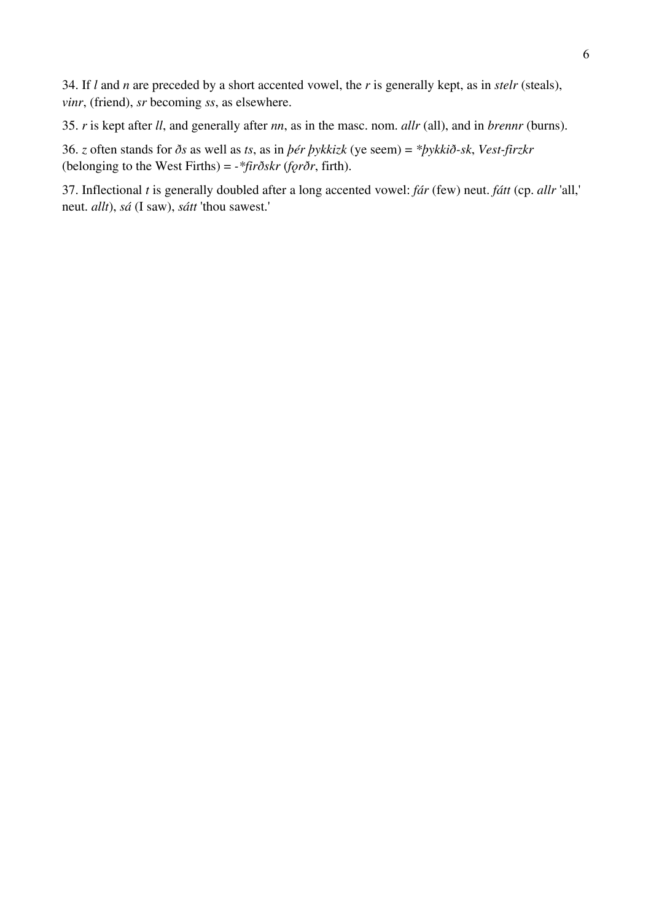34. If *l* and *n* are preceded by a short accented vowel, the *r* is generally kept, as in *stelr* (steals), *vinr*, (friend), *sr* becoming *ss*, as elsewhere.

35. *r* is kept after *ll*, and generally after *nn*, as in the masc. nom. *allr* (all), and in *brennr* (burns).

36. *z* often stands for *ðs* as well as *ts*, as in *þér þykkizk* (ye seem) = *\*þykkið-sk*, *Vest-firzkr* (belonging to the West Firths) = -*\*firðskr* (*fǫrðr*, firth).

37. Inflectional *t* is generally doubled after a long accented vowel: *fár* (few) neut. *fátt* (cp. *allr* 'all,' neut. *allt*), *sá* (I saw), *sátt* 'thou sawest.'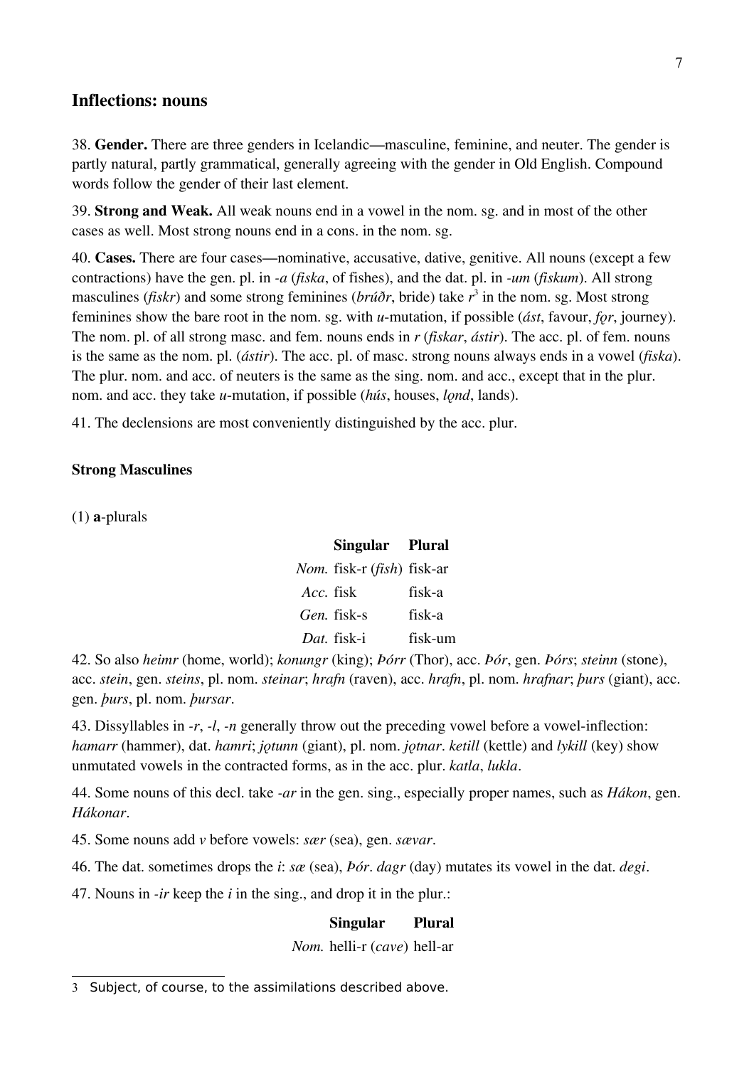## Inflections: nouns

38. **Gender.** There are three genders in Icelandic—masculine, feminine, and neuter. The gender is partly natural, partly grammatical, generally agreeing with the gender in Old English. Compound words follow the gender of their last element.

39. **Strong and Weak.** All weak nouns end in a vowel in the nom. sg. and in most of the other cases as well. Most strong nouns end in a cons. in the nom. sg.

40. **Cases.** There are four cases—nominative, accusative, dative, genitive. All nouns (except a few contractions) have the gen. pl. in *-a* (*fiska*, of fishes), and the dat. pl. in *-um* (*fiskum*). All strong masculines (*fiskr*) and some strong feminines (*brúðr*, bride) take *r*[3] in the nom. sg. Most strong feminines show the bare root in the nom. sg. with *u*-mutation, if possible (*ást*, favour, *fǫr*, journey). The nom. pl. of all strong masc. and fem. nouns ends in *r* (*fiskar*, *ástir*). The acc. pl. of fem. nouns is the same as the nom. pl. (*ástir*). The acc. pl. of masc. strong nouns always ends in a vowel (*fiska*). The plur. nom. and acc. of neuters is the same as the sing. nom. and acc., except that in the plur. nom. and acc. they take *u*-mutation, if possible (*hús*, houses, *lǫnd*, lands).

41. The declensions are most conveniently distinguished by the acc. plur.

### Strong Masculines

(1) **a**-plurals

| | Singular | Plural |
|---|---|---|
| *Nom.* | fisk-r (*fish*) | fisk-ar |
| *Acc.* | fisk | fisk-a |
| *Gen.* | fisk-s | fisk-a |
| *Dat.* | fisk-i | fisk-um |

42. So also *heimr* (home, world); *konungr* (king); *Þórr* (Thor), acc. *Þór*, gen. *Þórs*; *steinn* (stone), acc. *stein*, gen. *steins*, pl. nom. *steinar*; *hrafn* (raven), acc. *hrafn*, pl. nom. *hrafnar*; *þurs* (giant), acc. gen. *þurs*, pl. nom. *þursar*.

43. Dissyllables in *-r*, *-l*, *-n* generally throw out the preceding vowel before a vowel-inflection: *hamarr* (hammer), dat. *hamri*; *jǫtunn* (giant), pl. nom. *jǫtnar*. *ketill* (kettle) and *lykill* (key) show unmutated vowels in the contracted forms, as in the acc. plur. *katla*, *lukla*.

44. Some nouns of this decl. take *-ar* in the gen. sing., especially proper names, such as *Hákon*, gen. *Hákonar*.

45. Some nouns add *v* before vowels: *sær* (sea), gen. *sævar*.

46. The dat. sometimes drops the *i*: *sæ* (sea), *Þór*. *dagr* (day) mutates its vowel in the dat. *degi*.

47. Nouns in *-ir* keep the *i* in the sing., and drop it in the plur.:

| | Singular | Plural |
|---|---|---|
| *Nom.* | helli-r (*cave*) | hell-ar |

[3] Subject, of course, to the assimilations described above.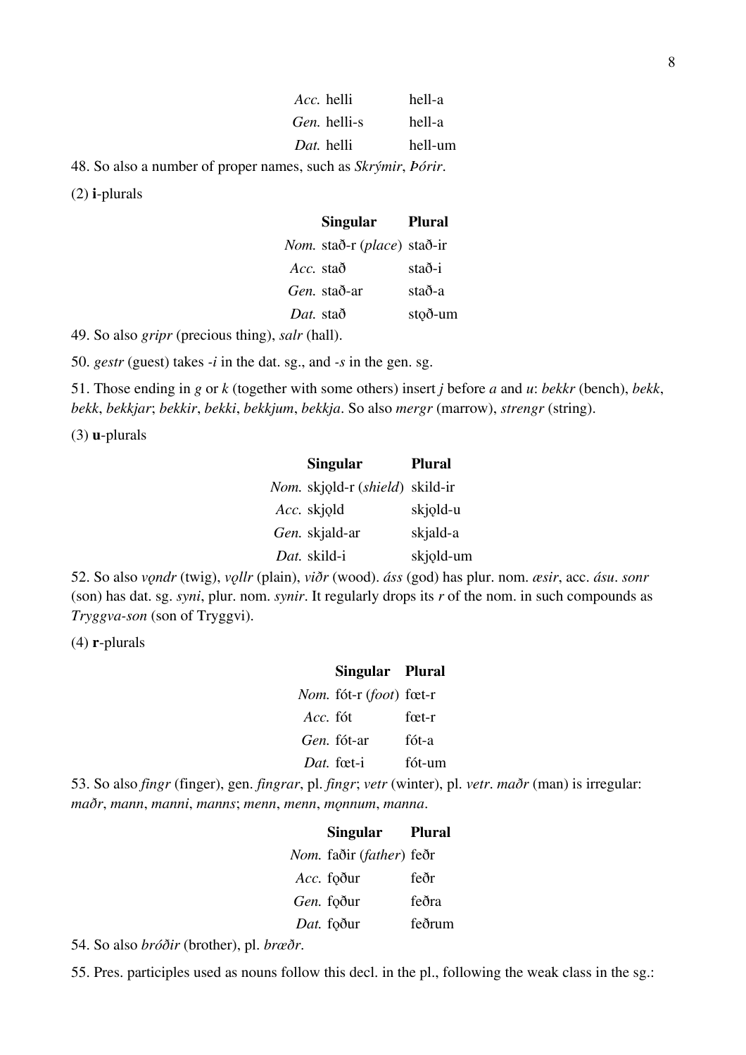| | |
|---|---|
| *Acc.* helli | hell-a |
| *Gen.* helli-s | hell-a |
| *Dat.* helli | hell-um |

48. So also a number of proper names, such as *Skrýmir*, *Þórir*.

(2) **i**-plurals

| Singular | Plural |
|---|---|
| *Nom.* stað-r (*place*) | stað-ir |
| *Acc.* stað | stað-i |
| *Gen.* stað-ar | stað-a |
| *Dat.* stað | stǫð-um |

49. So also *gripr* (precious thing), *salr* (hall).

50. *gestr* (guest) takes *-i* in the dat. sg., and *-s* in the gen. sg.

51. Those ending in *g* or *k* (together with some others) insert *j* before *a* and *u*: *bekkr* (bench), *bekk*, *bekk*, *bekkjar*; *bekkir*, *bekki*, *bekkjum*, *bekkja*. So also *mergr* (marrow), *strengr* (string).

(3) **u**-plurals

| Singular | Plural |
|---|---|
| *Nom.* skjǫld-r (*shield*) | skild-ir |
| *Acc.* skjǫld | skjǫld-u |
| *Gen.* skjald-ar | skjald-a |
| *Dat.* skild-i | skjǫld-um |

52. So also *vǫndr* (twig), *vǫllr* (plain), *viðr* (wood). *áss* (god) has plur. nom. *æsir*, acc. *ásu*. *sonr* (son) has dat. sg. *syni*, plur. nom. *synir*. It regularly drops its *r* of the nom. in such compounds as *Tryggva-son* (son of Tryggvi).

(4) **r**-plurals

| Singular | Plural |
|---|---|
| *Nom.* fót-r (*foot*) | fœt-r |
| *Acc.* fót | fœt-r |
| *Gen.* fót-ar | fót-a |
| *Dat.* fœt-i | fót-um |

53. So also *fingr* (finger), gen. *fingrar*, pl. *fingr*; *vetr* (winter), pl. *vetr*. *maðr* (man) is irregular: *maðr*, *mann*, *manni*, *manns*; *menn*, *menn*, *mǫnnum*, *manna*.

| Singular | Plural |
|---|---|
| *Nom.* faðir (*father*) | feðr |
| *Acc.* fǫður | feðr |
| *Gen.* fǫður | feðra |
| *Dat.* fǫður | feðrum |

54. So also *bróðir* (brother), pl. *brœðr*.

55. Pres. participles used as nouns follow this decl. in the pl., following the weak class in the sg.: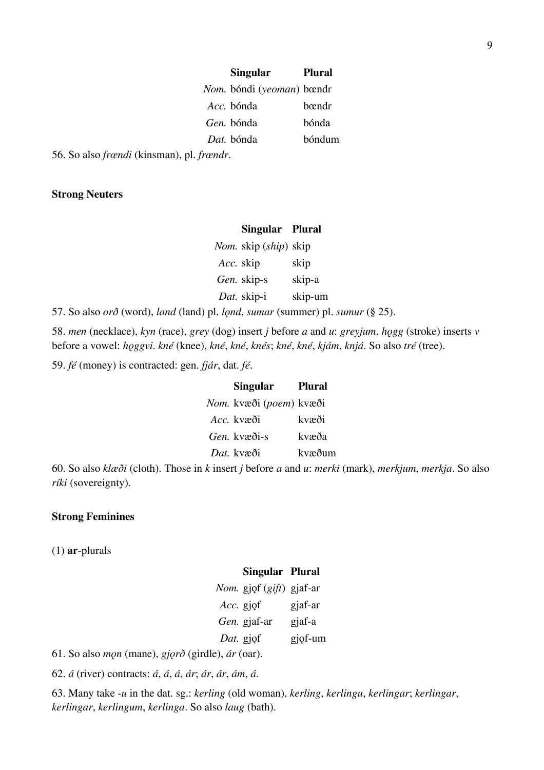| | Singular | Plural |
|---|---|---|
| *Nom.* | bóndi (*yeoman*) | bœndr |
| *Acc.* | bónda | bœndr |
| *Gen.* | bónda | bónda |
| *Dat.* | bónda | bóndum |

56. So also *frœndi* (kinsman), pl. *frœndr*.

**Strong Neuters**

| | Singular | Plural |
|---|---|---|
| *Nom.* | skip (*ship*) | skip |
| *Acc.* | skip | skip |
| *Gen.* | skip-s | skip-a |
| *Dat.* | skip-i | skip-um |

57. So also *orð* (word), *land* (land) pl. *lǫnd*, *sumar* (summer) pl. *sumur* (§ 25).

58. *men* (necklace), *kyn* (race), *grey* (dog) insert *j* before *a* and *u*: *greyjum*. *hǫgg* (stroke) inserts *v* before a vowel: *hǫggvi*. *kné* (knee), *kné*, *kné*, *knés*; *kné*, *kné*, *kjám*, *knjá*. So also *tré* (tree).

59. *fé* (money) is contracted: gen. *fjár*, dat. *fé*.

| | Singular | Plural |
|---|---|---|
| *Nom.* | kvæði (*poem*) | kvæði |
| *Acc.* | kvæði | kvæði |
| *Gen.* | kvæði-s | kvæða |
| *Dat.* | kvæði | kvæðum |

60. So also *klæði* (cloth). Those in *k* insert *j* before *a* and *u*: *merki* (mark), *merkjum*, *merkja*. So also *ríki* (sovereignty).

**Strong Feminines**

(1) **ar**-plurals

| | Singular | Plural |
|---|---|---|
| *Nom.* | gjǫf (*gift*) | gjaf-ar |
| *Acc.* | gjǫf | gjaf-ar |
| *Gen.* | gjaf-ar | gjaf-a |
| *Dat.* | gjǫf | gjǫf-um |

61. So also *mǫn* (mane), *gjǫrð* (girdle), *ár* (oar).

62. *á* (river) contracts: *á*, *á*, *á*, *ár*; *ár*, *ár*, *ám*, *á*.

63. Many take *-u* in the dat. sg.: *kerling* (old woman), *kerling*, *kerlingu*, *kerlingar*; *kerlingar*, *kerlingar*, *kerlingum*, *kerlinga*. So also *laug* (bath).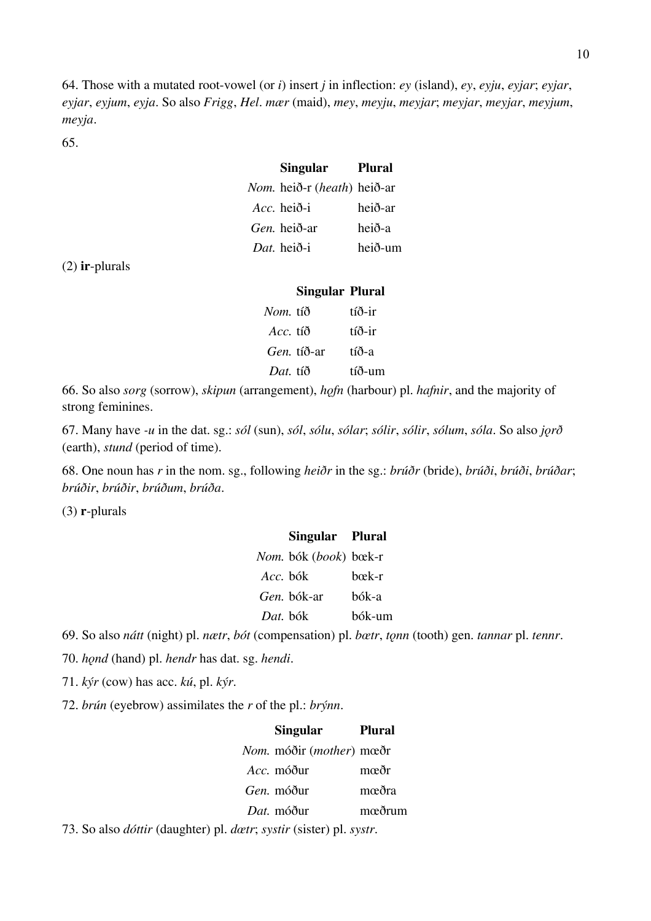64. Those with a mutated root-vowel (or *i*) insert *j* in inflection: *ey* (island), *ey*, *eyju*, *eyjar*; *eyjar*, *eyjar*, *eyjum*, *eyja*. So also *Frigg*, *Hel*. *mær* (maid), *mey*, *meyju*, *meyjar*; *meyjar*, *meyjar*, *meyjum*, *meyja*.

65.

| | Singular | Plural |
|---|---|---|
| *Nom.* | heið-r (*heath*) | heið-ar |
| *Acc.* | heið-i | heið-ar |
| *Gen.* | heið-ar | heið-a |
| *Dat.* | heið-i | heið-um |

(2) **ir**-plurals

| | Singular | Plural |
|---|---|---|
| *Nom.* | tíð | tíð-ir |
| *Acc.* | tíð | tíð-ir |
| *Gen.* | tíð-ar | tíð-a |
| *Dat.* | tíð | tíð-um |

66. So also *sorg* (sorrow), *skipun* (arrangement), *hǫfn* (harbour) pl. *hafnir*, and the majority of strong feminines.

67. Many have *-u* in the dat. sg.: *sól* (sun), *sól*, *sólu*, *sólar*; *sólir*, *sólir*, *sólum*, *sóla*. So also *jǫrð* (earth), *stund* (period of time).

68. One noun has *r* in the nom. sg., following *heiðr* in the sg.: *brúðr* (bride), *brúði*, *brúði*, *brúðar*; *brúðir*, *brúðir*, *brúðum*, *brúða*.

(3) **r**-plurals

| | Singular | Plural |
|---|---|---|
| *Nom.* | bók (*book*) | bœk-r |
| *Acc.* | bók | bœk-r |
| *Gen.* | bók-ar | bók-a |
| *Dat.* | bók | bók-um |

69. So also *nátt* (night) pl. *nætr*, *bót* (compensation) pl. *bœtr*, *tǫnn* (tooth) gen. *tannar* pl. *tennr*.

70. *hǫnd* (hand) pl. *hendr* has dat. sg. *hendi*.

71. *kýr* (cow) has acc. *kú*, pl. *kýr*.

72. *brún* (eyebrow) assimilates the *r* of the pl.: *brýnn*.

| | Singular | Plural |
|---|---|---|
| *Nom.* | móðir (*mother*) | mœðr |
| *Acc.* | móður | mœðr |
| *Gen.* | móður | mœðra |
| *Dat.* | móður | mœðrum |

73. So also *dóttir* (daughter) pl. *dœtr*; *systir* (sister) pl. *systr*.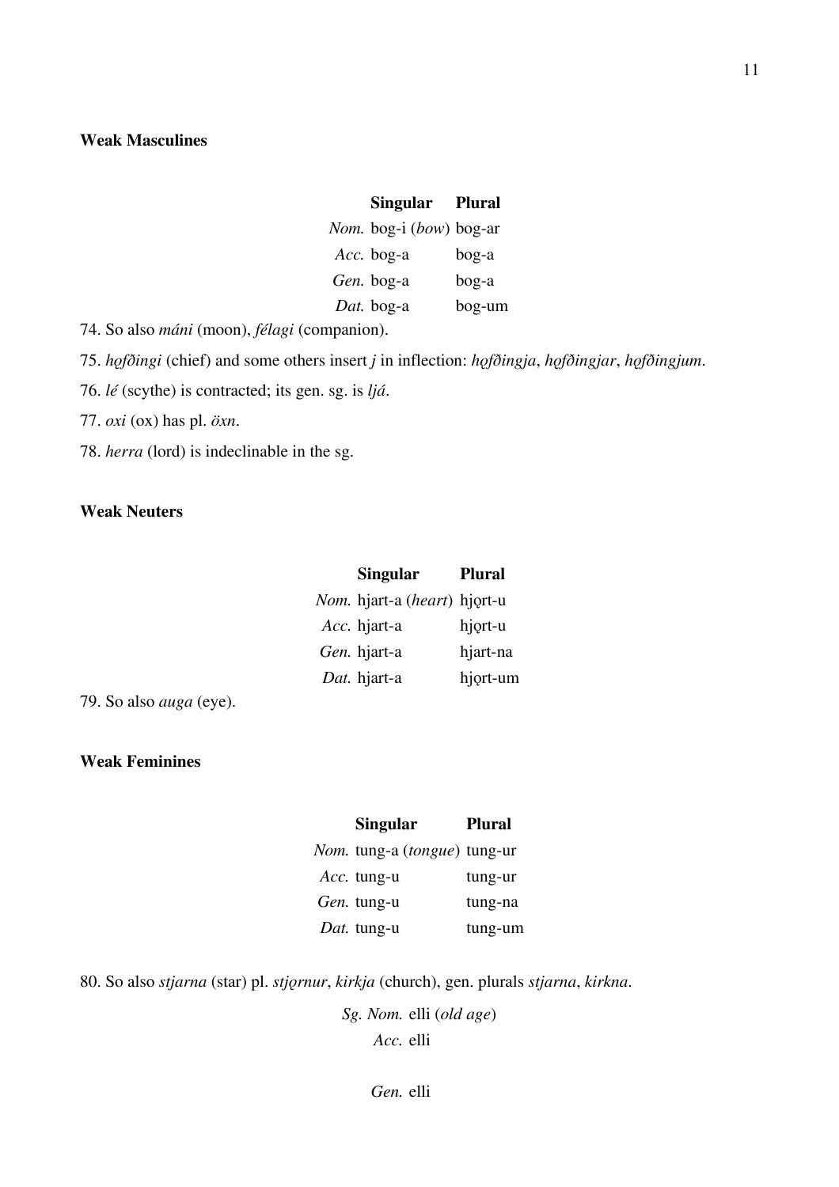### Weak Masculines

| | Singular | Plural |
|---|---|---|
| *Nom.* | bog-i (*bow*) | bog-ar |
| *Acc.* | bog-a | bog-a |
| *Gen.* | bog-a | bog-a |
| *Dat.* | bog-a | bog-um |

74. So also *máni* (moon), *félagi* (companion).

75. *hǫfðingi* (chief) and some others insert *j* in inflection: *hǫfðingja*, *hǫfðingjar*, *hǫfðingjum*.

76. *lé* (scythe) is contracted; its gen. sg. is *ljá*.

77. *oxi* (ox) has pl. *öxn*.

78. *herra* (lord) is indeclinable in the sg.

### Weak Neuters

| | Singular | Plural |
|---|---|---|
| *Nom.* | hjart-a (*heart*) | hjǫrt-u |
| *Acc.* | hjart-a | hjǫrt-u |
| *Gen.* | hjart-a | hjart-na |
| *Dat.* | hjart-a | hjǫrt-um |

79. So also *auga* (eye).

### Weak Feminines

| | Singular | Plural |
|---|---|---|
| *Nom.* | tung-a (*tongue*) | tung-ur |
| *Acc.* | tung-u | tung-ur |
| *Gen.* | tung-u | tung-na |
| *Dat.* | tung-u | tung-um |

80. So also *stjarna* (star) pl. *stjǫrnur*, *kirkja* (church), gen. plurals *stjarna*, *kirkna*.

| | |
|---|---|
| *Sg. Nom.* | elli (*old age*) |
| *Acc.* | elli |
| *Gen.* | elli |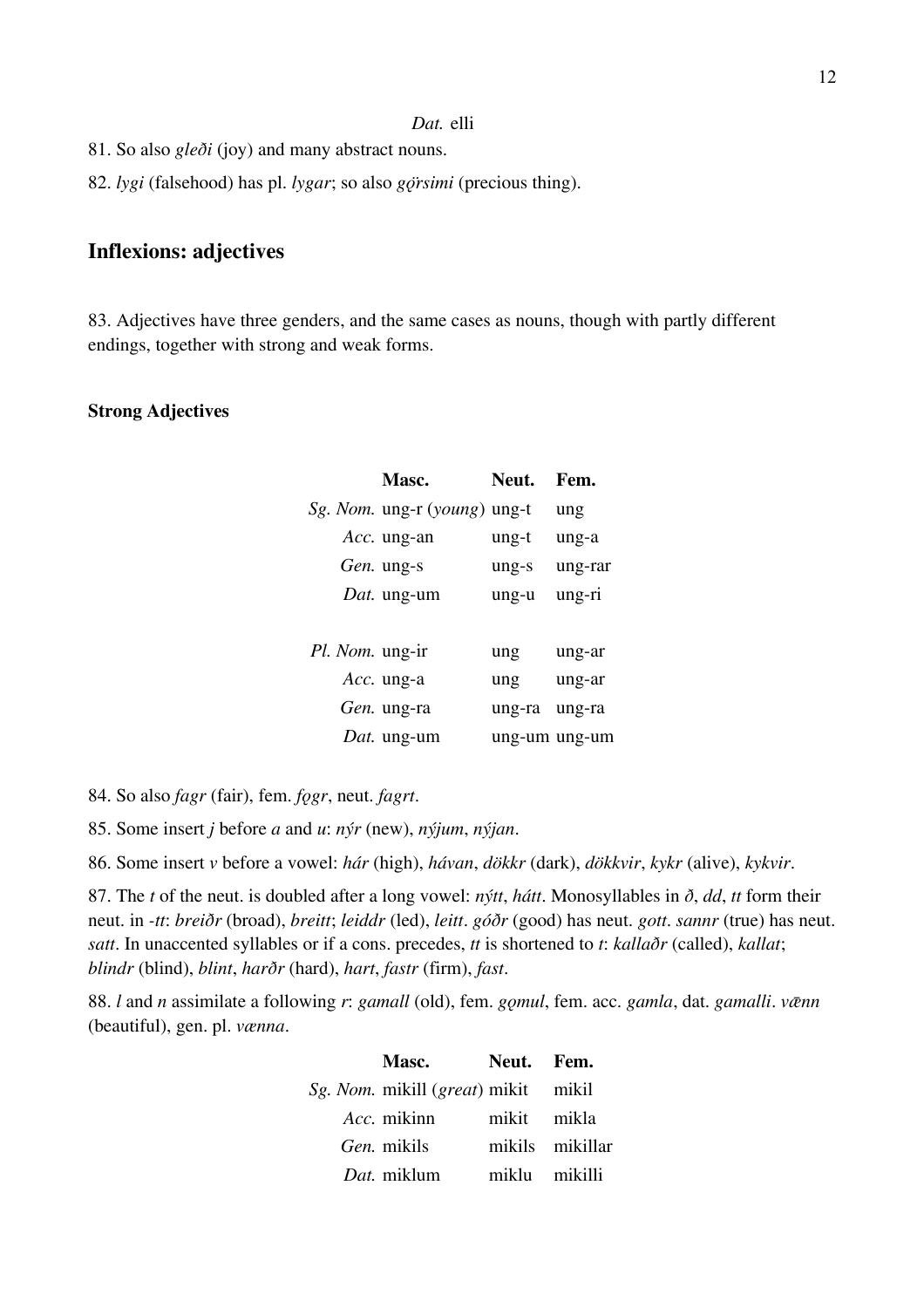*Dat.* elli

81. So also *gleði* (joy) and many abstract nouns.

82. *lygi* (falsehood) has pl. *lygar*; so also *gǫ́rsimi* (precious thing).

## Inflexions: adjectives

83. Adjectives have three genders, and the same cases as nouns, though with partly different endings, together with strong and weak forms.

### Strong Adjectives

| | Masc. | Neut. | Fem. |
|---|---|---|---|
| *Sg. Nom.* | ung-r (*young*) | ung-t | ung |
| *Acc.* | ung-an | ung-t | ung-a |
| *Gen.* | ung-s | ung-s | ung-rar |
| *Dat.* | ung-um | ung-u | ung-ri |
| *Pl. Nom.* | ung-ir | ung | ung-ar |
| *Acc.* | ung-a | ung | ung-ar |
| *Gen.* | ung-ra | ung-ra | ung-ra |
| *Dat.* | ung-um | ung-um | ung-um |

84. So also *fagr* (fair), fem. *fǫgr*, neut. *fagrt*.

85. Some insert *j* before *a* and *u*: *nýr* (new), *nýjum*, *nýjan*.

86. Some insert *v* before a vowel: *hár* (high), *hávan*, *dökkr* (dark), *dökkvir*, *kykr* (alive), *kykvir*.

87. The *t* of the neut. is doubled after a long vowel: *nýtt*, *hátt*. Monosyllables in *ð*, *dd*, *tt* form their neut. in *-tt*: *breiðr* (broad), *breitt*; *leiddr* (led), *leitt*. *góðr* (good) has neut. *gott*. *sannr* (true) has neut. *satt*. In unaccented syllables or if a cons. precedes, *tt* is shortened to *t*: *kallaðr* (called), *kallat*; *blindr* (blind), *blint*, *harðr* (hard), *hart*, *fastr* (firm), *fast*.

88. *l* and *n* assimilate a following *r*: *gamall* (old), fem. *gǫmul*, fem. acc. *gamla*, dat. *gamalli*. *vǽnn* (beautiful), gen. pl. *vænna*.

| | Masc. | Neut. | Fem. |
|---|---|---|---|
| *Sg. Nom.* | mikill (*great*) | mikit | mikil |
| *Acc.* | mikinn | mikit | mikla |
| *Gen.* | mikils | mikils | mikillar |
| *Dat.* | miklum | miklu | mikilli |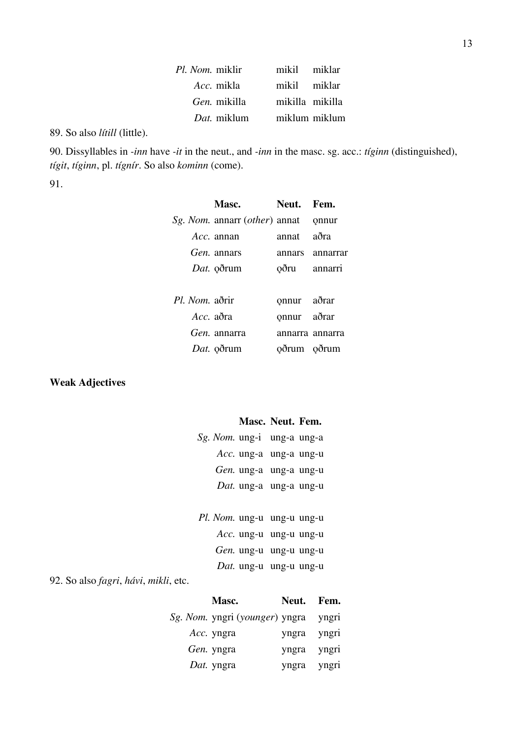| | | | |
|---|---|---|---|
| *Pl. Nom.* | miklir | mikil | miklar |
| *Acc.* | mikla | mikil | miklar |
| *Gen.* | mikilla | mikilla | mikilla |
| *Dat.* | miklum | miklum | miklum |

89. So also *lítill* (little).

90. Dissyllables in *-inn* have *-it* in the neut., and *-inn* in the masc. sg. acc.: *tíginn* (distinguished), *tígit*, *tíginn*, pl. *tígnír*. So also *kominn* (come).

91.

| | Masc. | Neut. | Fem. |
|---|---|---|---|
| *Sg. Nom.* | annarr (*other*) | annat | ǫnnur |
| *Acc.* | annan | annat | aðra |
| *Gen.* | annars | annars | annarrar |
| *Dat.* | ǫðrum | ǫðru | annarri |
| | | | |
| *Pl. Nom.* | aðrir | ǫnnur | aðrar |
| *Acc.* | aðra | ǫnnur | aðrar |
| *Gen.* | annarra | annarra | annarra |
| *Dat.* | ǫðrum | ǫðrum | ǫðrum |

**Weak Adjectives**

| | Masc. | Neut. | Fem. |
|---|---|---|---|
| *Sg. Nom.* | ung-i | ung-a | ung-a |
| *Acc.* | ung-a | ung-a | ung-u |
| *Gen.* | ung-a | ung-a | ung-u |
| *Dat.* | ung-a | ung-a | ung-u |
| | | | |
| *Pl. Nom.* | ung-u | ung-u | ung-u |
| *Acc.* | ung-u | ung-u | ung-u |
| *Gen.* | ung-u | ung-u | ung-u |
| *Dat.* | ung-u | ung-u | ung-u |

92. So also *fagri*, *hávi*, *mikli*, etc.

| | Masc. | Neut. | Fem. |
|---|---|---|---|
| *Sg. Nom.* | yngri (*younger*) | yngra | yngri |
| *Acc.* | yngra | yngra | yngri |
| *Gen.* | yngra | yngra | yngri |
| *Dat.* | yngra | yngra | yngri |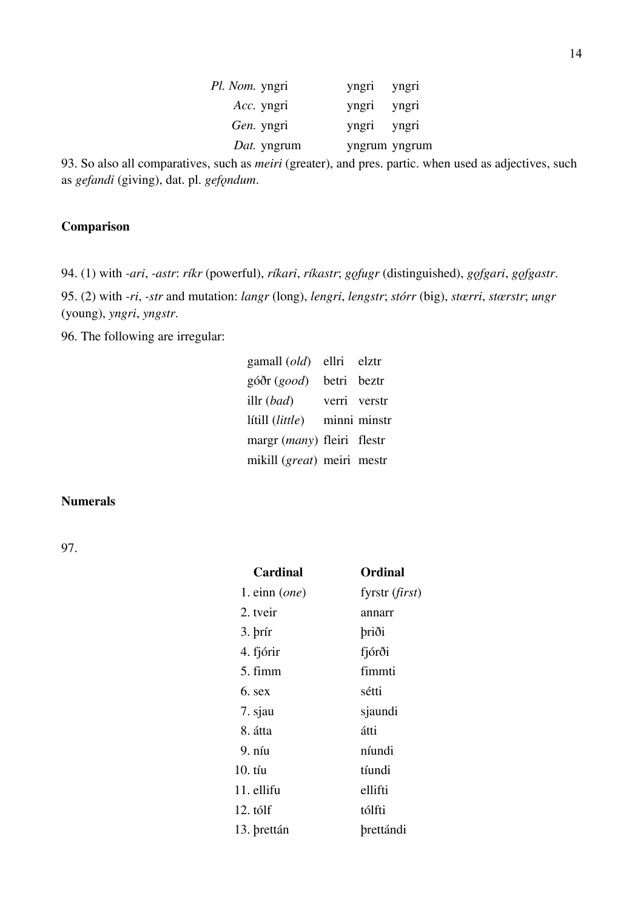| | | | |
|---|---|---|---|
| *Pl. Nom.* | yngri | yngri | yngri |
| *Acc.* | yngri | yngri | yngri |
| *Gen.* | yngri | yngri | yngri |
| *Dat.* | yngrum | yngrum | yngrum |

93. So also all comparatives, such as *meiri* (greater), and pres. partic. when used as adjectives, such as *gefandi* (giving), dat. pl. *gefǫndum*.

## Comparison

94. (1) with *-ari*, *-astr*: *ríkr* (powerful), *ríkari*, *ríkastr*; *gǫfugr* (distinguished), *gǫfgari*, *gǫfgastr*.

95. (2) with *-ri*, *-str* and mutation: *langr* (long), *lengri*, *lengstr*; *stórr* (big), *stærri*, *stærstr*; *ungr* (young), *yngri*, *yngstr*.

96. The following are irregular:

| | | |
|---|---|---|
| gamall (*old*) | ellri | elztr |
| góðr (*good*) | betri | beztr |
| illr (*bad*) | verri | verstr |
| lítill (*little*) | minni | minstr |
| margr (*many*) | fleiri | flestr |
| mikill (*great*) | meiri | mestr |

## Numerals

97.

| Cardinal | Ordinal |
|---|---|
| 1. einn (*one*) | fyrstr (*first*) |
| 2. tveir | annarr |
| 3. þrír | þriði |
| 4. fjórir | fjórði |
| 5. fimm | fimmti |
| 6. sex | sétti |
| 7. sjau | sjaundi |
| 8. átta | átti |
| 9. níu | níundi |
| 10. tíu | tíundi |
| 11. ellifu | ellifti |
| 12. tólf | tólfti |
| 13. þrettán | þrettándi |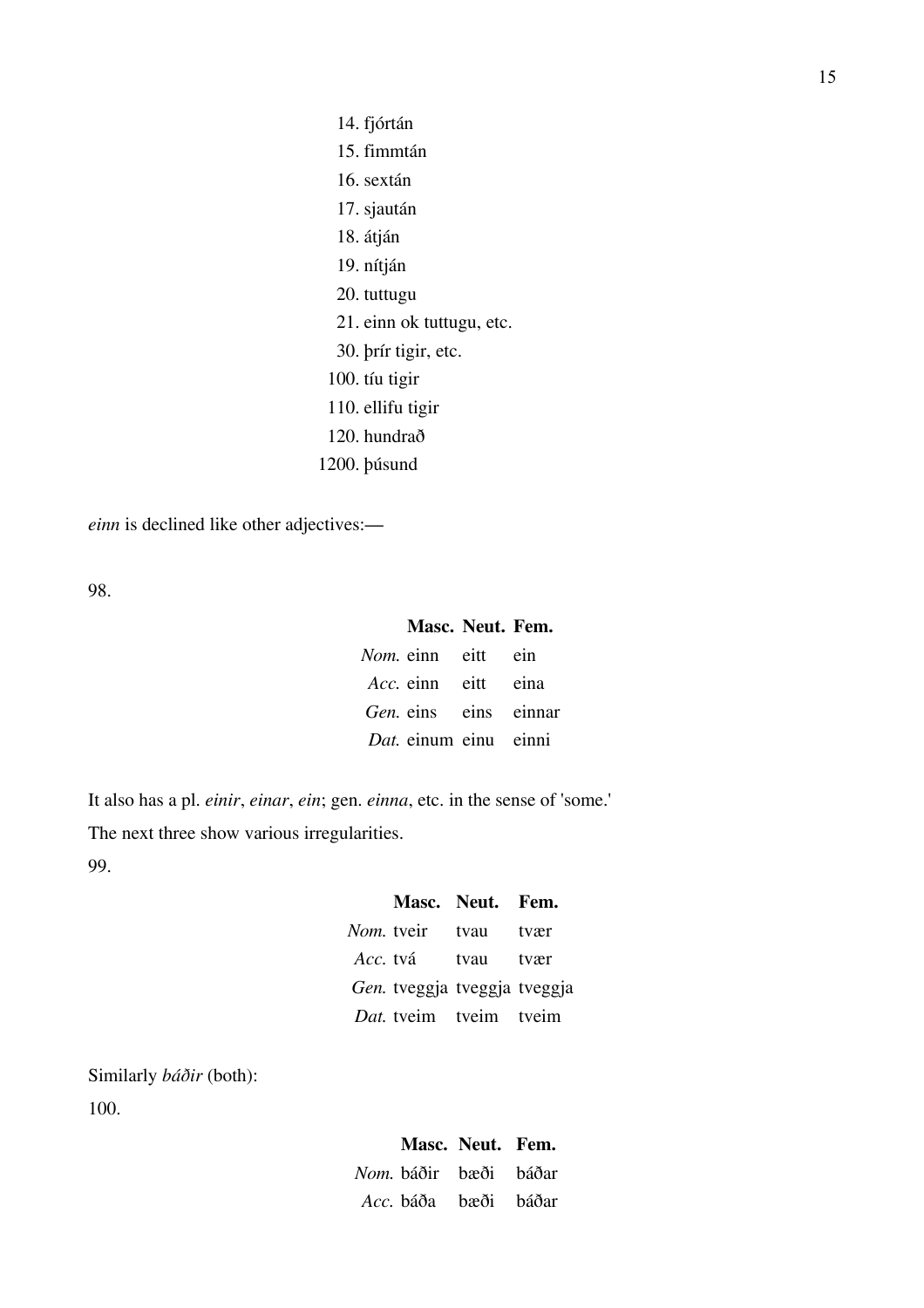14. fjórtán
15. fimmtán
16. sextán
17. sjaután
18. átján
19. nítján
20. tuttugu
21. einn ok tuttugu, etc.
30. þrír tigir, etc.
100. tíu tigir
110. ellifu tigir
120. hundrað
1200. þúsund

*einn* is declined like other adjectives:—

98.

| | **Masc.** | **Neut.** | **Fem.** |
|---|---|---|---|
| *Nom.* | einn | eitt | ein |
| *Acc.* | einn | eitt | eina |
| *Gen.* | eins | eins | einnar |
| *Dat.* | einum | einu | einni |

It also has a pl. *einir*, *einar*, *ein*; gen. *einna*, etc. in the sense of 'some.'

The next three show various irregularities.

99.

| | **Masc.** | **Neut.** | **Fem.** |
|---|---|---|---|
| *Nom.* | tveir | tvau | tvær |
| *Acc.* | tvá | tvau | tvær |
| *Gen.* | tveggja | tveggja | tveggja |
| *Dat.* | tveim | tveim | tveim |

Similarly *báðir* (both):

100.

| | **Masc.** | **Neut.** | **Fem.** |
|---|---|---|---|
| *Nom.* | báðir | bæði | báðar |
| *Acc.* | báða | bæði | báðar |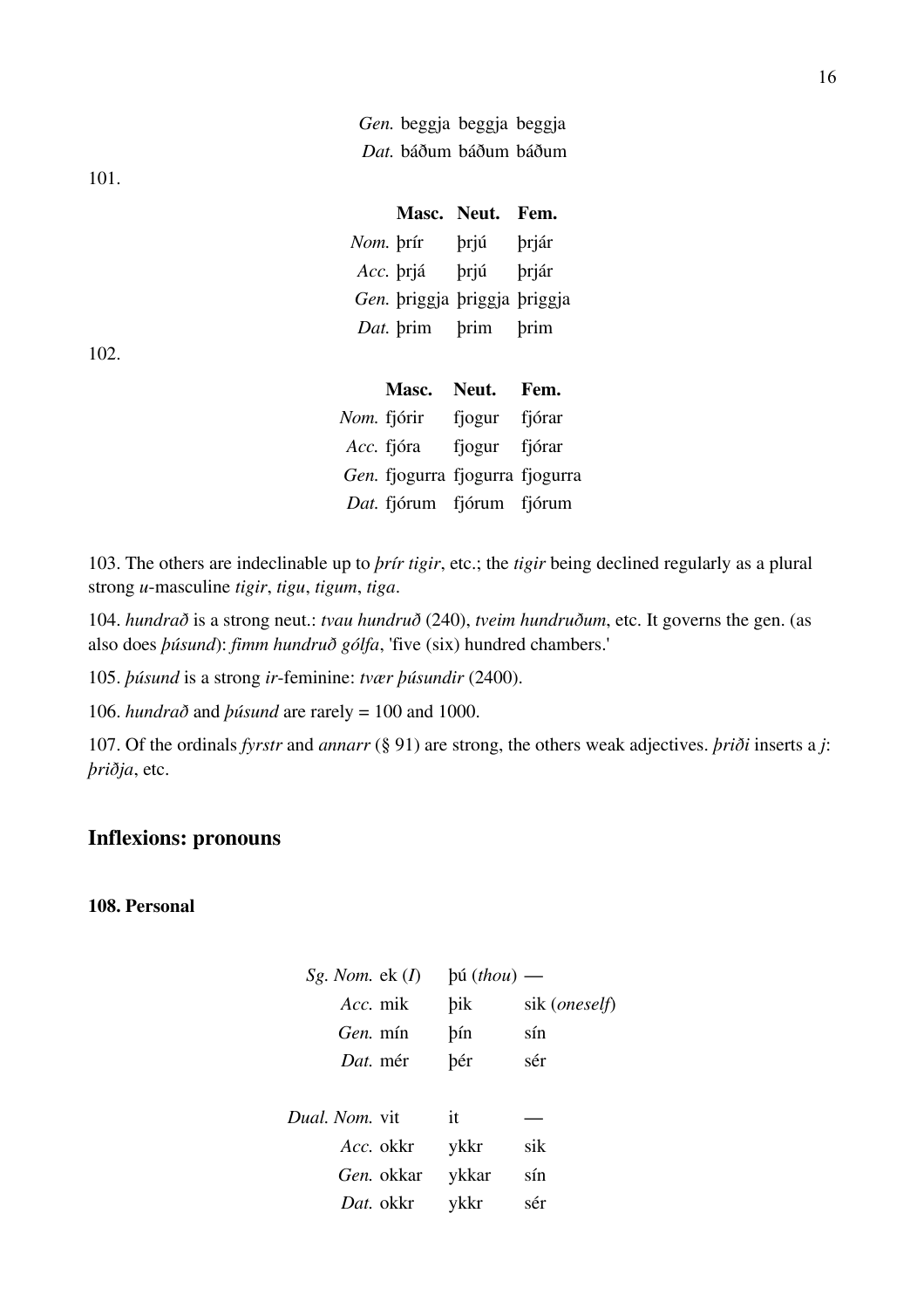| | | | |
|---|---|---|---|
| *Gen.* | beggja | beggja | beggja |
| *Dat.* | báðum | báðum | báðum |

101.

| | Masc. | Neut. | Fem. |
|---|---|---|---|
| *Nom.* | þrír | þrjú | þrjár |
| *Acc.* | þrjá | þrjú | þrjár |
| *Gen.* | þriggja | þriggja | þriggja |
| *Dat.* | þrim | þrim | þrim |

102.

| | Masc. | Neut. | Fem. |
|---|---|---|---|
| *Nom.* | fjórir | fjogur | fjórar |
| *Acc.* | fjóra | fjogur | fjórar |
| *Gen.* | fjogurra | fjogurra | fjogurra |
| *Dat.* | fjórum | fjórum | fjórum |

103. The others are indeclinable up to *þrír tigir*, etc.; the *tigir* being declined regularly as a plural strong *u*-masculine *tigir*, *tigu*, *tigum*, *tiga*.

104. *hundrað* is a strong neut.: *tvau hundruð* (240), *tveim hundruðum*, etc. It governs the gen. (as also does *þúsund*): *fimm hundruð gólfa*, 'five (six) hundred chambers.'

105. *þúsund* is a strong *ir*-feminine: *tvær þúsundir* (2400).

106. *hundrað* and *þúsund* are rarely = 100 and 1000.

107. Of the ordinals *fyrstr* and *annarr* (§ 91) are strong, the others weak adjectives. *þriði* inserts a *j*: *þriðja*, etc.

## Inflexions: pronouns

### 108. Personal

| | | | |
|---|---|---|---|
| *Sg. Nom.* | ek (*I*) | þú (*thou*) | — |
| *Acc.* | mik | þik | sik (*oneself*) |
| *Gen.* | mín | þín | sín |
| *Dat.* | mér | þér | sér |
| | | | |
| *Dual. Nom.* | vit | it | — |
| *Acc.* | okkr | ykkr | sik |
| *Gen.* | okkar | ykkar | sín |
| *Dat.* | okkr | ykkr | sér |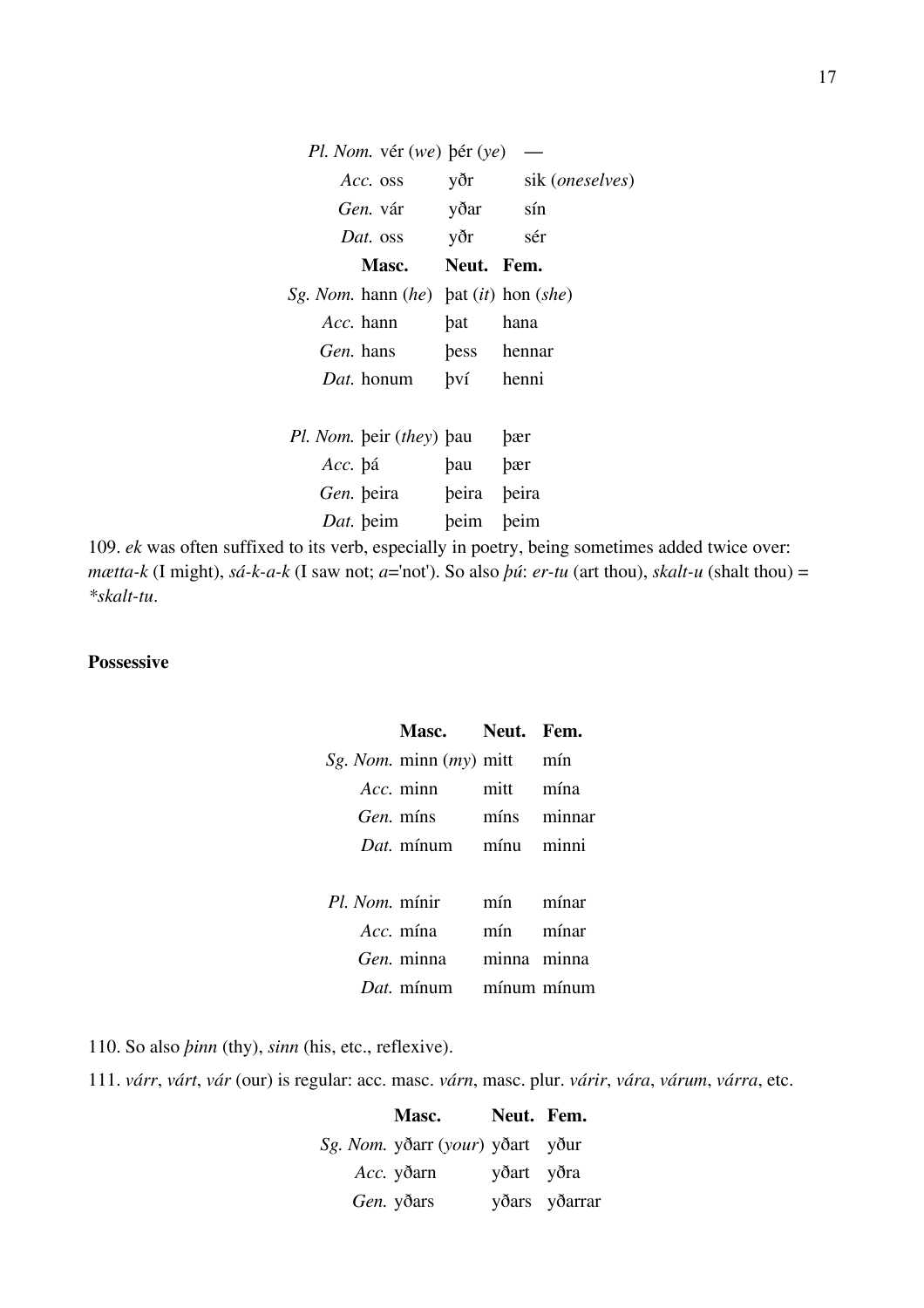| | | | |
|---|---|---|---|
| *Pl. Nom.* | vér (*we*) | þér (*ye*) | — |
| *Acc.* | oss | yðr | sik (*oneselves*) |
| *Gen.* | vár | yðar | sín |
| *Dat.* | oss | yðr | sér |

| | **Masc.** | **Neut.** | **Fem.** |
|---|---|---|---|
| *Sg. Nom.* | hann (*he*) | þat (*it*) | hon (*she*) |
| *Acc.* | hann | þat | hana |
| *Gen.* | hans | þess | hennar |
| *Dat.* | honum | því | henni |
| | | | |
| *Pl. Nom.* | þeir (*they*) | þau | þær |
| *Acc.* | þá | þau | þær |
| *Gen.* | þeira | þeira | þeira |
| *Dat.* | þeim | þeim | þeim |

109. *ek* was often suffixed to its verb, especially in poetry, being sometimes added twice over: *mætta-k* (I might), *sá-k-a-k* (I saw not; *a*='not'). So also *þú*: *er-tu* (art thou), *skalt-u* (shalt thou) = \**skalt-tu*.

**Possessive**

| | **Masc.** | **Neut.** | **Fem.** |
|---|---|---|---|
| *Sg. Nom.* | minn (*my*) | mitt | mín |
| *Acc.* | minn | mitt | mína |
| *Gen.* | míns | míns | minnar |
| *Dat.* | mínum | mínu | minni |
| | | | |
| *Pl. Nom.* | mínir | mín | mínar |
| *Acc.* | mína | mín | mínar |
| *Gen.* | minna | minna | minna |
| *Dat.* | mínum | mínum | mínum |

110. So also *þinn* (thy), *sinn* (his, etc., reflexive).

111. *várr*, *várt*, *vár* (our) is regular: acc. masc. *várn*, masc. plur. *várir*, *vára*, *várum*, *várra*, etc.

| | **Masc.** | **Neut.** | **Fem.** |
|---|---|---|---|
| *Sg. Nom.* | yðarr (*your*) | yðart | yður |
| *Acc.* | yðarn | yðart | yðra |
| *Gen.* | yðars | yðars | yðarrar |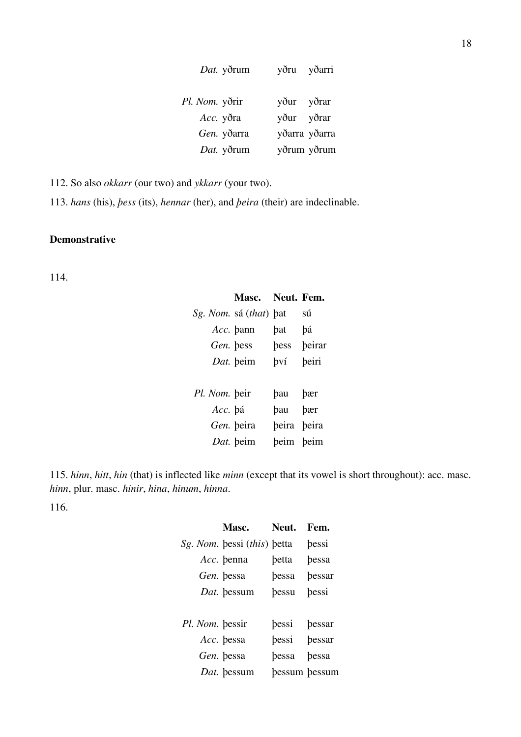| | | | |
|---|---|---|---|
| *Dat.* | yðrum | yðru | yðarri |
| *Pl. Nom.* | yðrir | yður | yðrar |
| *Acc.* | yðra | yður | yðrar |
| *Gen.* | yðarra | yðarra | yðarra |
| *Dat.* | yðrum | yðrum | yðrum |

112. So also *okkarr* (our two) and *ykkarr* (your two).

113. *hans* (his), *þess* (its), *hennar* (her), and *þeira* (their) are indeclinable.

### Demonstrative

114.

| | Masc. | Neut. | Fem. |
|---|---|---|---|
| *Sg. Nom.* | sá (*that*) | þat | sú |
| *Acc.* | þann | þat | þá |
| *Gen.* | þess | þess | þeirar |
| *Dat.* | þeim | því | þeiri |
| *Pl. Nom.* | þeir | þau | þær |
| *Acc.* | þá | þau | þær |
| *Gen.* | þeira | þeira | þeira |
| *Dat.* | þeim | þeim | þeim |

115. *hinn*, *hitt*, *hin* (that) is inflected like *minn* (except that its vowel is short throughout): acc. masc. *hinn*, plur. masc. *hinir*, *hina*, *hinum*, *hinna*.

116.

| | Masc. | Neut. | Fem. |
|---|---|---|---|
| *Sg. Nom.* | þessi (*this*) | þetta | þessi |
| *Acc.* | þenna | þetta | þessa |
| *Gen.* | þessa | þessa | þessar |
| *Dat.* | þessum | þessu | þessi |
| *Pl. Nom.* | þessir | þessi | þessar |
| *Acc.* | þessa | þessi | þessar |
| *Gen.* | þessa | þessa | þessa |
| *Dat.* | þessum | þessum | þessum |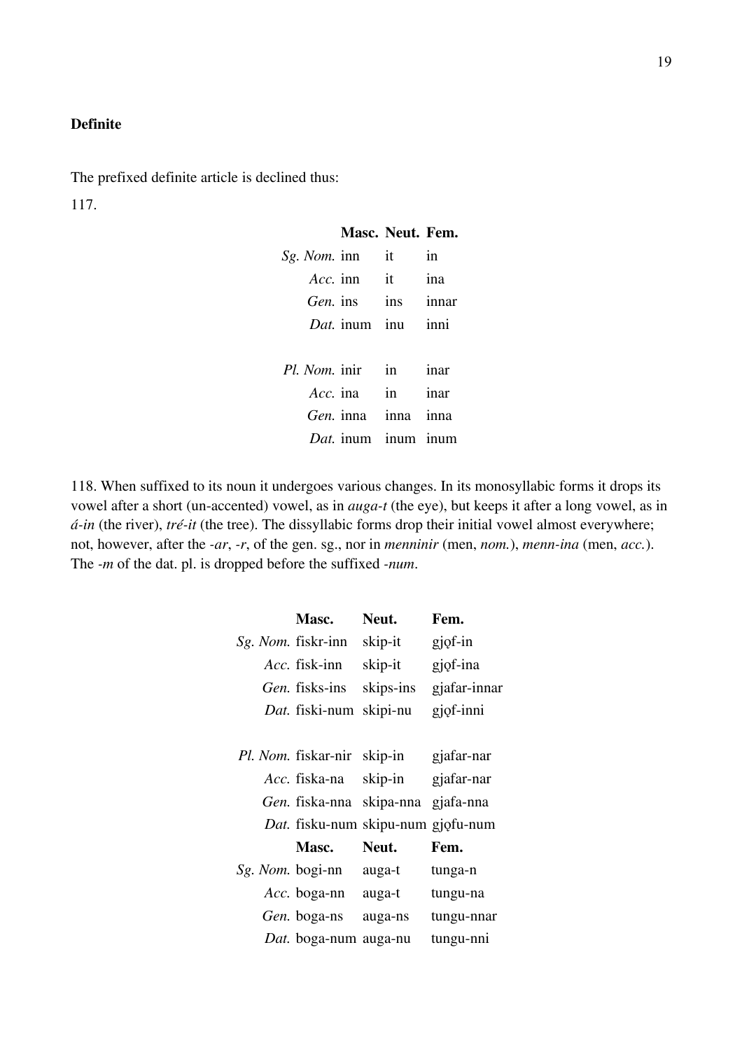**Definite**

The prefixed definite article is declined thus:

117.

| | Masc. | Neut. | Fem. |
|---|---|---|---|
| *Sg. Nom.* | inn | it | in |
| *Acc.* | inn | it | ina |
| *Gen.* | ins | ins | innar |
| *Dat.* | inum | inu | inni |
| | | | |
| *Pl. Nom.* | inir | in | inar |
| *Acc.* | ina | in | inar |
| *Gen.* | inna | inna | inna |
| *Dat.* | inum | inum | inum |

118. When suffixed to its noun it undergoes various changes. In its monosyllabic forms it drops its vowel after a short (un-accented) vowel, as in *auga-t* (the eye), but keeps it after a long vowel, as in *á-in* (the river), *tré-it* (the tree). The dissyllabic forms drop their initial vowel almost everywhere; not, however, after the *-ar*, *-r*, of the gen. sg., nor in *menninir* (men, *nom.*), *menn-ina* (men, *acc.*). The *-m* of the dat. pl. is dropped before the suffixed *-num*.

| | Masc. | Neut. | Fem. |
|---|---|---|---|
| *Sg. Nom.* | fiskr-inn | skip-it | gjǫf-in |
| *Acc.* | fisk-inn | skip-it | gjǫf-ina |
| *Gen.* | fisks-ins | skips-ins | gjafar-innar |
| *Dat.* | fiski-num | skipi-nu | gjǫf-inni |
| | | | |
| *Pl. Nom.* | fiskar-nir | skip-in | gjafar-nar |
| *Acc.* | fiska-na | skip-in | gjafar-nar |
| *Gen.* | fiska-nna | skipa-nna | gjafa-nna |
| *Dat.* | fisku-num | skipu-num | gjǫfu-num |

| | Masc. | Neut. | Fem. |
|---|---|---|---|
| *Sg. Nom.* | bogi-nn | auga-t | tunga-n |
| *Acc.* | boga-nn | auga-t | tungu-na |
| *Gen.* | boga-ns | auga-ns | tungu-nnar |
| *Dat.* | boga-num | auga-nu | tungu-nni |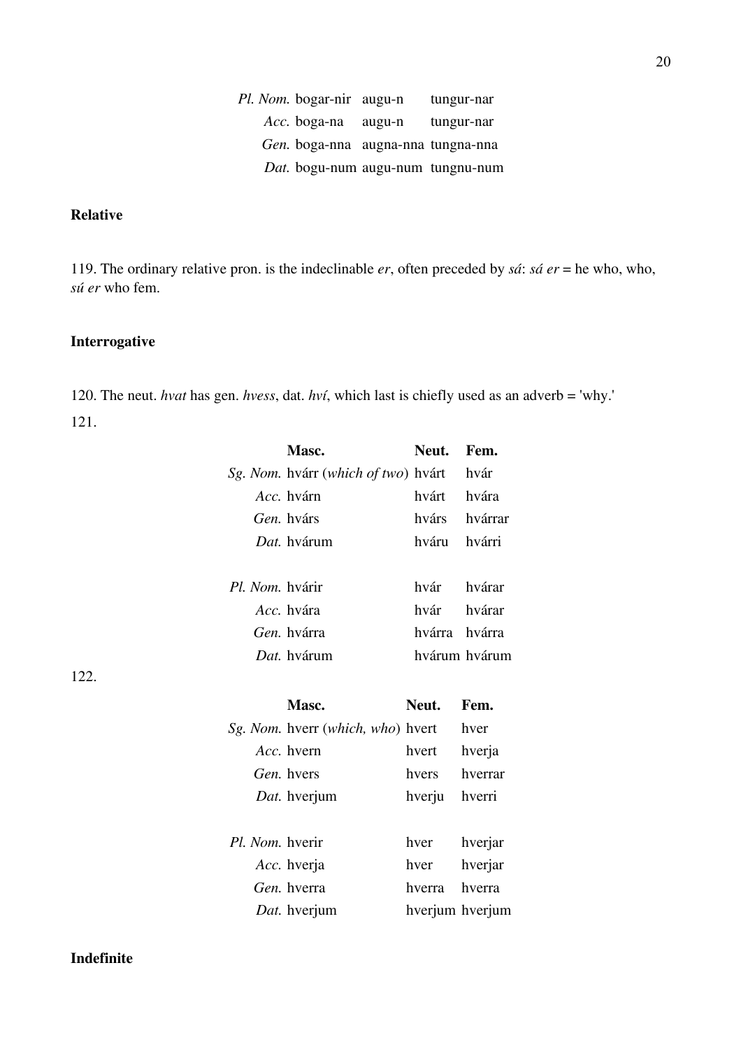| | | | |
|---|---|---|---|
| *Pl. Nom.* | bogar-nir | augu-n | tungur-nar |
| *Acc.* | boga-na | augu-n | tungur-nar |
| *Gen.* | boga-nna | augna-nna | tungna-nna |
| *Dat.* | bogu-num | augu-num | tungnu-num |

**Relative**

119. The ordinary relative pron. is the indeclinable *er*, often preceded by *sá*: *sá er* = he who, who, *sú er* who fem.

**Interrogative**

120. The neut. *hvat* has gen. *hvess*, dat. *hví*, which last is chiefly used as an adverb = 'why.'

121.

| | **Masc.** | **Neut.** | **Fem.** |
|---|---|---|---|
| *Sg. Nom.* | hvárr (*which of two*) | hvárt | hvár |
| *Acc.* | hvárn | hvárt | hvára |
| *Gen.* | hvárs | hvárs | hvárrar |
| *Dat.* | hvárum | hváru | hvárri |
| *Pl. Nom.* | hvárir | hvár | hvárar |
| *Acc.* | hvára | hvár | hvárar |
| *Gen.* | hvárra | hvárra | hvárra |
| *Dat.* | hvárum | hvárum | hvárum |

122.

| | **Masc.** | **Neut.** | **Fem.** |
|---|---|---|---|
| *Sg. Nom.* | hverr (*which, who*) | hvert | hver |
| *Acc.* | hvern | hvert | hverja |
| *Gen.* | hvers | hvers | hverrar |
| *Dat.* | hverjum | hverju | hverri |
| *Pl. Nom.* | hverir | hver | hverjar |
| *Acc.* | hverja | hver | hverjar |
| *Gen.* | hverra | hverra | hverra |
| *Dat.* | hverjum | hverjum | hverjum |

**Indefinite**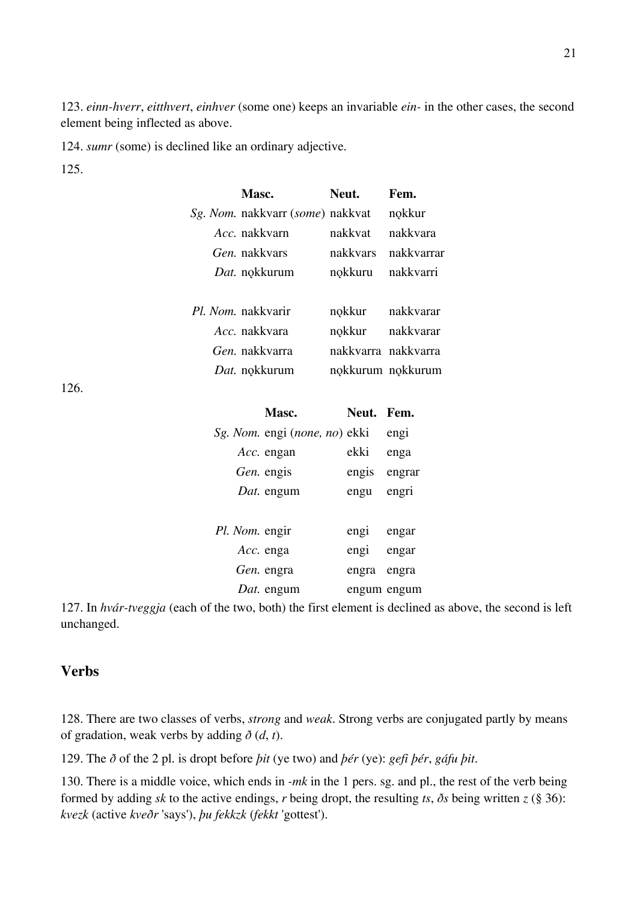123. *einn-hverr*, *eitthvert*, *einhver* (some one) keeps an invariable *ein-* in the other cases, the second element being inflected as above.

124. *sumr* (some) is declined like an ordinary adjective.

125.

| | Masc. | Neut. | Fem. |
|---|---|---|---|
| *Sg. Nom.* | nakkvarr (*some*) | nakkvat | nǫkkur |
| *Acc.* | nakkvarn | nakkvat | nakkvara |
| *Gen.* | nakkvars | nakkvars | nakkvarrar |
| *Dat.* | nǫkkurum | nǫkkuru | nakkvarri |
| *Pl. Nom.* | nakkvarir | nǫkkur | nakkvarar |
| *Acc.* | nakkvara | nǫkkur | nakkvarar |
| *Gen.* | nakkvarra | nakkvarra | nakkvarra |
| *Dat.* | nǫkkurum | nǫkkurum | nǫkkurum |

126.

| | Masc. | Neut. | Fem. |
|---|---|---|---|
| *Sg. Nom.* | engi (*none, no*) | ekki | engi |
| *Acc.* | engan | ekki | enga |
| *Gen.* | engis | engis | engrar |
| *Dat.* | engum | engu | engri |
| *Pl. Nom.* | engir | engi | engar |
| *Acc.* | enga | engi | engar |
| *Gen.* | engra | engra | engra |
| *Dat.* | engum | engum | engum |

127. In *hvár-tveggja* (each of the two, both) the first element is declined as above, the second is left unchanged.

## Verbs

128. There are two classes of verbs, *strong* and *weak*. Strong verbs are conjugated partly by means of gradation, weak verbs by adding *ð* (*d*, *t*).

129. The *ð* of the 2 pl. is dropt before *þit* (ye two) and *þér* (ye): *gefi þér*, *gáfu þit*.

130. There is a middle voice, which ends in *-mk* in the 1 pers. sg. and pl., the rest of the verb being formed by adding *sk* to the active endings, *r* being dropt, the resulting *ts*, *ðs* being written *z* (§ 36): *kvezk* (active *kveðr* 'says'), *þu fekkzk* (*fekkt* 'gottest').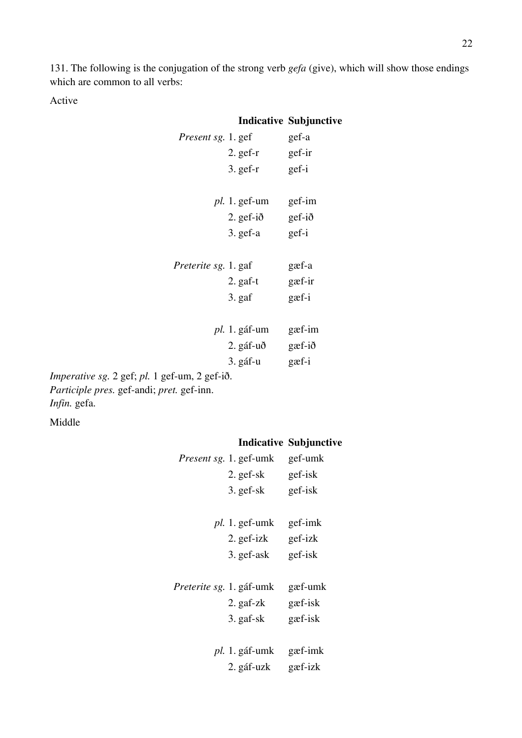131. The following is the conjugation of the strong verb *gefa* (give), which will show those endings which are common to all verbs:

Active

| | | Indicative | Subjunctive |
|---|---|---|---|
| *Present sg.* | 1. | gef | gef-a |
| | 2. | gef-r | gef-ir |
| | 3. | gef-r | gef-i |
| *pl.* | 1. | gef-um | gef-im |
| | 2. | gef-ið | gef-ið |
| | 3. | gef-a | gef-i |
| *Preterite sg.* | 1. | gaf | gæf-a |
| | 2. | gaf-t | gæf-ir |
| | 3. | gaf | gæf-i |
| *pl.* | 1. | gáf-um | gæf-im |
| | 2. | gáf-uð | gæf-ið |
| | 3. | gáf-u | gæf-i |

*Imperative sg.* 2 gef; *pl.* 1 gef-um, 2 gef-ið.
*Participle pres.* gef-andi; *pret.* gef-inn.
*Infin.* gefa.

Middle

| | | Indicative | Subjunctive |
|---|---|---|---|
| *Present sg.* | 1. | gef-umk | gef-umk |
| | 2. | gef-sk | gef-isk |
| | 3. | gef-sk | gef-isk |
| *pl.* | 1. | gef-umk | gef-imk |
| | 2. | gef-izk | gef-izk |
| | 3. | gef-ask | gef-isk |
| *Preterite sg.* | 1. | gáf-umk | gæf-umk |
| | 2. | gaf-zk | gæf-isk |
| | 3. | gaf-sk | gæf-isk |
| *pl.* | 1. | gáf-umk | gæf-imk |
| | 2. | gáf-uzk | gæf-izk |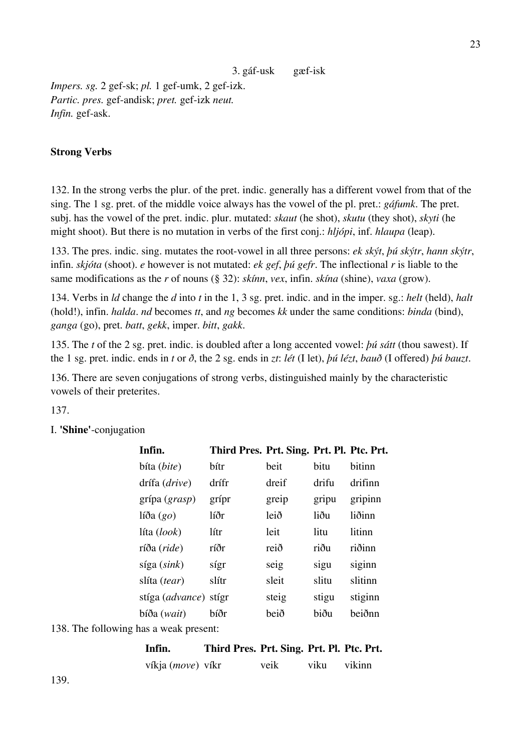3. gáf-usk gæf-isk

*Impers. sg.* 2 gef-sk; *pl.* 1 gef-umk, 2 gef-izk.
*Partic. pres.* gef-andisk; *pret.* gef-izk *neut.*
*Infin.* gef-ask.

**Strong Verbs**

132. In the strong verbs the plur. of the pret. indic. generally has a different vowel from that of the sing. The 1 sg. pret. of the middle voice always has the vowel of the pl. pret.: *gáfumk*. The pret. subj. has the vowel of the pret. indic. plur. mutated: *skaut* (he shot), *skutu* (they shot), *skyti* (he might shoot). But there is no mutation in verbs of the first conj.: *hljópi*, inf. *hlaupa* (leap).

133. The pres. indic. sing. mutates the root-vowel in all three persons: *ek skýt*, *þú skýtr*, *hann skýtr*, infin. *skjóta* (shoot). *e* however is not mutated: *ek gef*, *þú gefr*. The inflectional *r* is liable to the same modifications as the *r* of nouns (§ 32): *skínn*, *vex*, infin. *skína* (shine), *vaxa* (grow).

134. Verbs in *ld* change the *d* into *t* in the 1, 3 sg. pret. indic. and in the imper. sg.: *helt* (held), *halt* (hold!), infin. *halda*. *nd* becomes *tt*, and *ng* becomes *kk* under the same conditions: *binda* (bind), *ganga* (go), pret. *batt*, *gekk*, imper. *bitt*, *gakk*.

135. The *t* of the 2 sg. pret. indic. is doubled after a long accented vowel: *þú sátt* (thou sawest). If the 1 sg. pret. indic. ends in *t* or *ð*, the 2 sg. ends in *zt*: *lét* (I let), *þú lézt*, *bauð* (I offered) *þú bauzt*.

136. There are seven conjugations of strong verbs, distinguished mainly by the characteristic vowels of their preterites.

137.

I. **'Shine'**-conjugation

| Infin. | Third Pres. | Prt. Sing. | Prt. Pl. | Ptc. Prt. |
|---|---|---|---|---|
| bíta (*bite*) | bítr | beit | bitu | bitinn |
| drífa (*drive*) | drífr | dreif | drifu | drifinn |
| grípa (*grasp*) | grípr | greip | gripu | gripinn |
| líða (*go*) | líðr | leið | liðu | liðinn |
| líta (*look*) | lítr | leit | litu | litinn |
| ríða (*ride*) | ríðr | reið | riðu | riðinn |
| síga (*sink*) | sígr | seig | sigu | siginn |
| slíta (*tear*) | slítr | sleit | slitu | slitinn |
| stíga (*advance*) | stígr | steig | stigu | stiginn |
| bíða (*wait*) | bíðr | beið | biðu | beiðnn |

138. The following has a weak present:

| Infin. | Third Pres. | Prt. Sing. | Prt. Pl. | Ptc. Prt. |
|---|---|---|---|---|
| víkja (*move*) | víkr | veik | viku | vikinn |

139.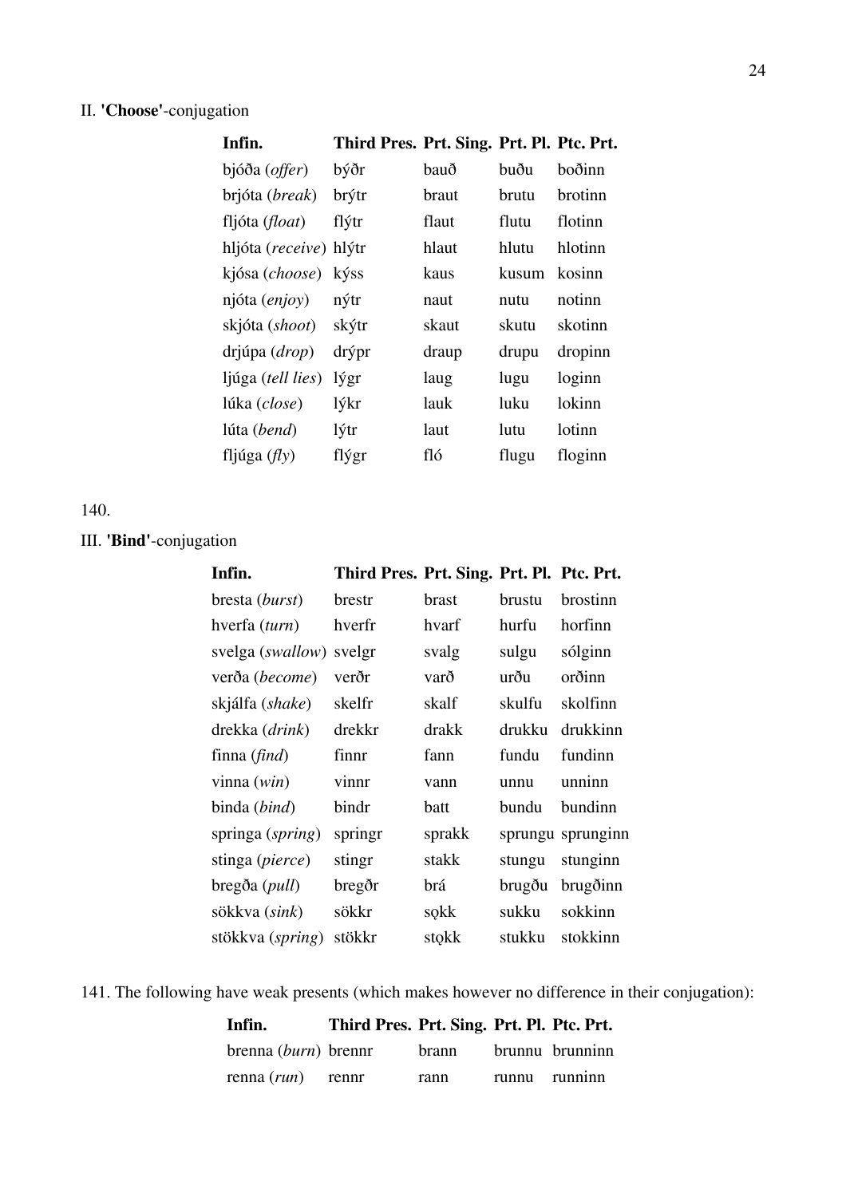II. **'Choose'**-conjugation

| Infin. | Third Pres. | Prt. Sing. | Prt. Pl. | Ptc. Prt. |
|---|---|---|---|---|
| bjóða (*offer*) | býðr | bauð | buðu | boðinn |
| brjóta (*break*) | brýtr | braut | brutu | brotinn |
| fljóta (*float*) | flýtr | flaut | flutu | flotinn |
| hljóta (*receive*) | hlýtr | hlaut | hlutu | hlotinn |
| kjósa (*choose*) | kýss | kaus | kusum | kosinn |
| njóta (*enjoy*) | nýtr | naut | nutu | notinn |
| skjóta (*shoot*) | skýtr | skaut | skutu | skotinn |
| drjúpa (*drop*) | drýpr | draup | drupu | dropinn |
| ljúga (*tell lies*) | lýgr | laug | lugu | loginn |
| lúka (*close*) | lýkr | lauk | luku | lokinn |
| lúta (*bend*) | lýtr | laut | lutu | lotinn |
| fljúga (*fly*) | flýgr | fló | flugu | floginn |

140.

III. **'Bind'**-conjugation

| Infin. | Third Pres. | Prt. Sing. | Prt. Pl. | Ptc. Prt. |
|---|---|---|---|---|
| bresta (*burst*) | brestr | brast | brustu | brostinn |
| hverfa (*turn*) | hverfr | hvarf | hurfu | horfinn |
| svelga (*swallow*) | svelgr | svalg | sulgu | sólginn |
| verða (*become*) | verðr | varð | urðu | orðinn |
| skjálfa (*shake*) | skelfr | skalf | skulfu | skolfinn |
| drekka (*drink*) | drekkr | drakk | drukku | drukkinn |
| finna (*find*) | finnr | fann | fundu | fundinn |
| vinna (*win*) | vinnr | vann | unnu | unninn |
| binda (*bind*) | bindr | batt | bundu | bundinn |
| springa (*spring*) | springr | sprakk | sprungu | sprunginn |
| stinga (*pierce*) | stingr | stakk | stungu | stunginn |
| bregða (*pull*) | bregðr | brá | brugðu | brugðinn |
| sökkva (*sink*) | sökkr | sǫkk | sukku | sokkinn |
| stökkva (*spring*) | stökkr | stǫkk | stukku | stokkinn |

141. The following have weak presents (which makes however no difference in their conjugation):

| Infin. | Third Pres. | Prt. Sing. | Prt. Pl. | Ptc. Prt. |
|---|---|---|---|---|
| brenna (*burn*) | brennr | brann | brunnu | brunninn |
| renna (*run*) | rennr | rann | runnu | runninn |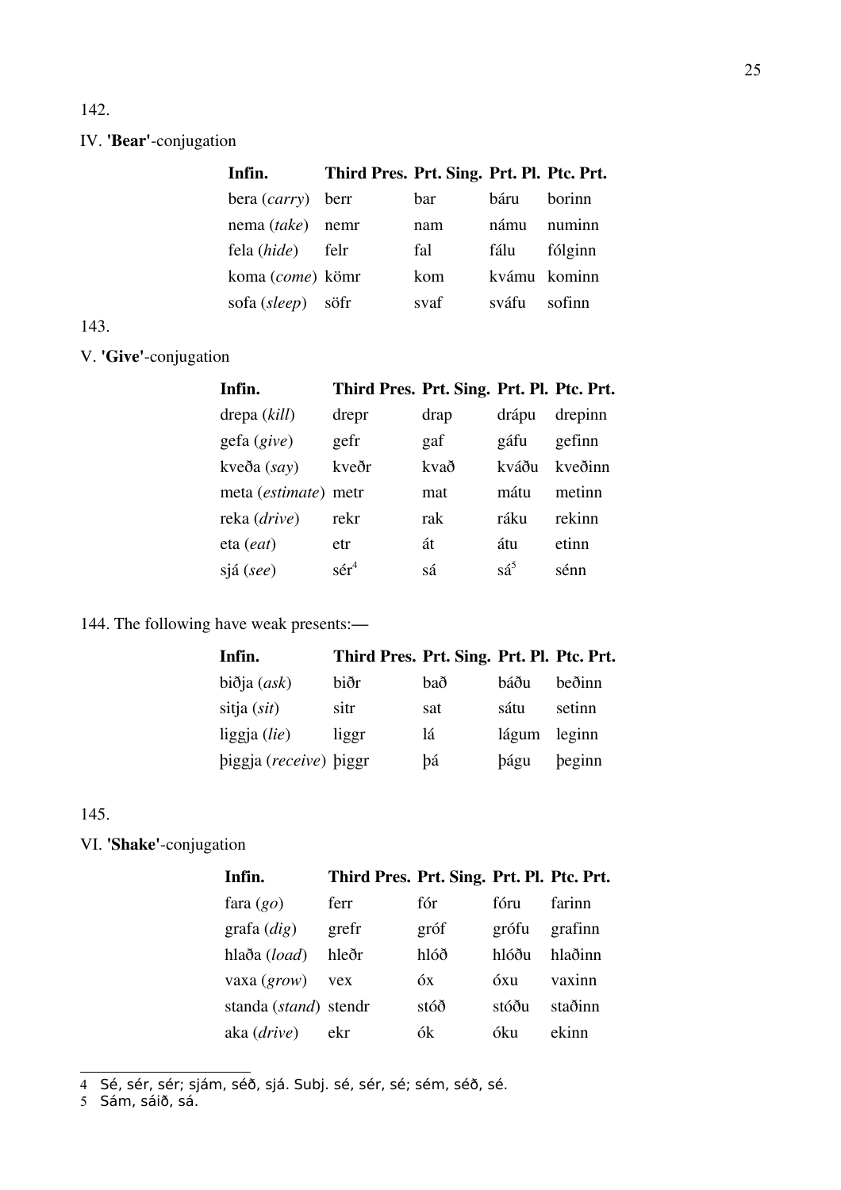142.

IV. **'Bear'**-conjugation

| Infin. | Third Pres. | Prt. Sing. | Prt. Pl. | Ptc. Prt. |
|---|---|---|---|---|
| bera (*carry*) | berr | bar | báru | borinn |
| nema (*take*) | nemr | nam | námu | numinn |
| fela (*hide*) | felr | fal | fálu | fólginn |
| koma (*come*) | kömr | kom | kvámu | kominn |
| sofa (*sleep*) | söfr | svaf | sváfu | sofinn |

143.

V. **'Give'**-conjugation

| Infin. | Third Pres. | Prt. Sing. | Prt. Pl. | Ptc. Prt. |
|---|---|---|---|---|
| drepa (*kill*) | drepr | drap | drápu | drepinn |
| gefa (*give*) | gefr | gaf | gáfu | gefinn |
| kveða (*say*) | kveðr | kvað | kváðu | kveðinn |
| meta (*estimate*) | metr | mat | mátu | metinn |
| reka (*drive*) | rekr | rak | ráku | rekinn |
| eta (*eat*) | etr | át | átu | etinn |
| sjá (*see*) | sér[4] | sá | sá[5] | sénn |

144. The following have weak presents:—

| Infin. | Third Pres. | Prt. Sing. | Prt. Pl. | Ptc. Prt. |
|---|---|---|---|---|
| biðja (*ask*) | biðr | bað | báðu | beðinn |
| sitja (*sit*) | sitr | sat | sátu | setinn |
| liggja (*lie*) | liggr | lá | lágum | leginn |
| þiggja (*receive*) | þiggr | þá | þágu | þeginn |

145.

VI. **'Shake'**-conjugation

| Infin. | Third Pres. | Prt. Sing. | Prt. Pl. | Ptc. Prt. |
|---|---|---|---|---|
| fara (*go*) | ferr | fór | fóru | farinn |
| grafa (*dig*) | grefr | gróf | grófu | grafinn |
| hlaða (*load*) | hleðr | hlóð | hlóðu | hlaðinn |
| vaxa (*grow*) | vex | óx | óxu | vaxinn |
| standa (*stand*) | stendr | stóð | stóðu | staðinn |
| aka (*drive*) | ekr | ók | óku | ekinn |

---

4 Sé, sér, sér; sjám, séð, sjá. Subj. sé, sér, sé; sém, séð, sé.

5 Sám, sáið, sá.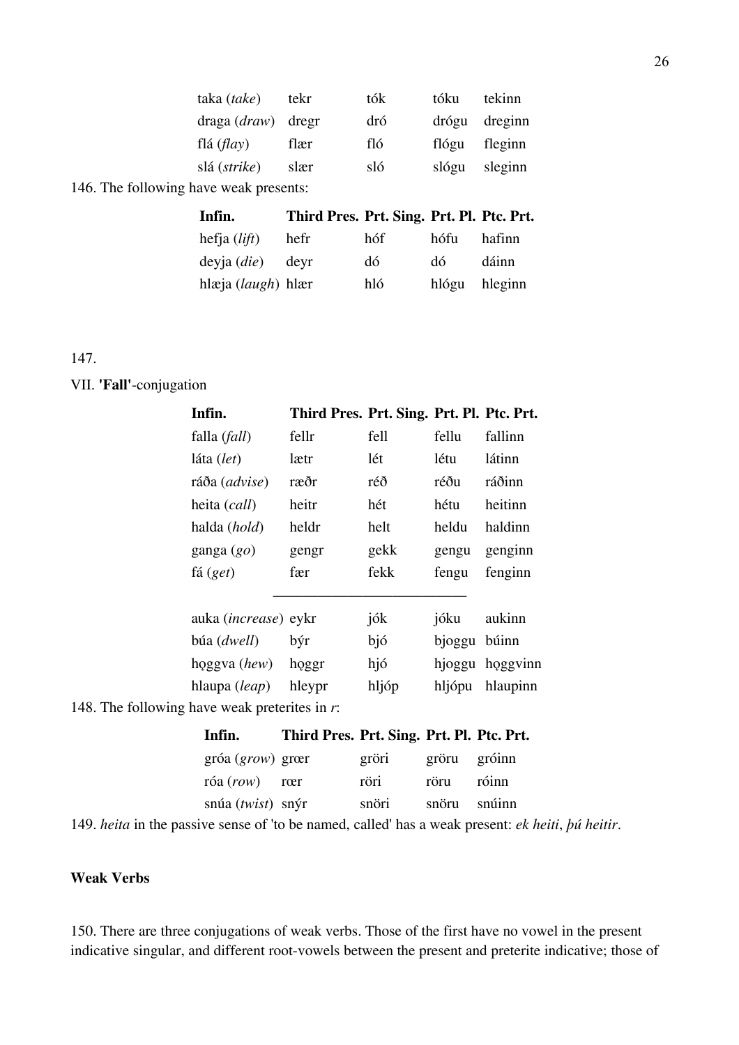| | | | | |
|---|---|---|---|---|
| taka (*take*) | tekr | tók | tóku | tekinn |
| draga (*draw*) | dregr | dró | drógu | dreginn |
| flá (*flay*) | flær | fló | flógu | fleginn |
| slá (*strike*) | slær | sló | slógu | sleginn |

146. The following have weak presents:

| **Infin.** | **Third Pres.** | **Prt. Sing.** | **Prt. Pl.** | **Ptc. Prt.** |
|---|---|---|---|---|
| hefja (*lift*) | hefr | hóf | hófu | hafinn |
| deyja (*die*) | deyr | dó | dó | dáinn |
| hlæja (*laugh*) | hlær | hló | hlógu | hleginn |

147.

VII. **'Fall'**-conjugation

| **Infin.** | **Third Pres.** | **Prt. Sing.** | **Prt. Pl.** | **Ptc. Prt.** |
|---|---|---|---|---|
| falla (*fall*) | fellr | fell | fellu | fallinn |
| láta (*let*) | lætr | lét | létu | látinn |
| ráða (*advise*) | ræðr | réð | réðu | ráðinn |
| heita (*call*) | heitr | hét | hétu | heitinn |
| halda (*hold*) | heldr | helt | heldu | haldinn |
| ganga (*go*) | gengr | gekk | gengu | genginn |
| fá (*get*) | fær | fekk | fengu | fenginn |
| auka (*increase*) | eykr | jók | jóku | aukinn |
| búa (*dwell*) | býr | bjó | bjoggu | búinn |
| hǫggva (*hew*) | hǫggr | hjó | hjoggu | hǫggvinn |
| hlaupa (*leap*) | hleypr | hljóp | hljópu | hlaupinn |

148. The following have weak preterites in *r*:

| **Infin.** | **Third Pres.** | **Prt. Sing.** | **Prt. Pl.** | **Ptc. Prt.** |
|---|---|---|---|---|
| gróa (*grow*) | grœr | gröri | gröru | gróinn |
| róa (*row*) | rœr | röri | röru | róinn |
| snúa (*twist*) | snýr | snöri | snöru | snúinn |

149. *heita* in the passive sense of 'to be named, called' has a weak present: *ek heiti*, *þú heitir*.

### Weak Verbs

150. There are three conjugations of weak verbs. Those of the first have no vowel in the present indicative singular, and different root-vowels between the present and preterite indicative; those of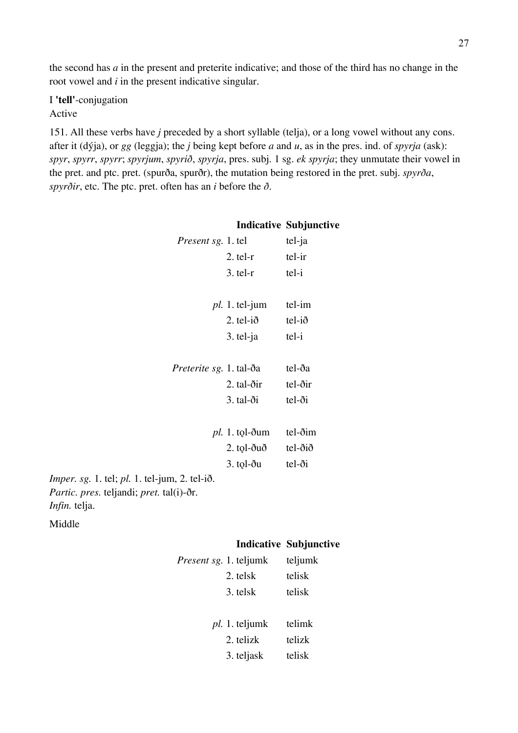the second has *a* in the present and preterite indicative; and those of the third has no change in the root vowel and *i* in the present indicative singular.

I **'tell'**-conjugation
Active

151. All these verbs have *j* preceded by a short syllable (telja), or a long vowel without any cons. after it (dýja), or *gg* (leggja); the *j* being kept before *a* and *u*, as in the pres. ind. of *spyrja* (ask): *spyr*, *spyrr*, *spyrr*; *spyrjum*, *spyrið*, *spyrja*, pres. subj. 1 sg. *ek spyrja*; they unmutate their vowel in the pret. and ptc. pret. (spurða, spurðr), the mutation being restored in the pret. subj. *spyrða*, *spyrðir*, etc. The ptc. pret. often has an *i* before the *ð*.

| | | Indicative | Subjunctive |
|---|---|---|---|
| *Present sg.* | 1. | tel | tel-ja |
| | 2. | tel-r | tel-ir |
| | 3. | tel-r | tel-i |
| *pl.* | 1. | tel-jum | tel-im |
| | 2. | tel-ið | tel-ið |
| | 3. | tel-ja | tel-i |
| *Preterite sg.* | 1. | tal-ða | tel-ða |
| | 2. | tal-ðir | tel-ðir |
| | 3. | tal-ði | tel-ði |
| *pl.* | 1. | tǫl-ðum | tel-ðim |
| | 2. | tǫl-ðuð | tel-ðið |
| | 3. | tǫl-ðu | tel-ði |

*Imper. sg.* 1. tel; *pl.* 1. tel-jum, 2. tel-ið.
*Partic. pres.* teljandi; *pret.* tal(i)-ðr.
*Infin.* telja.

Middle

| | | Indicative | Subjunctive |
|---|---|---|---|
| *Present sg.* | 1. | teljumk | teljumk |
| | 2. | telsk | telisk |
| | 3. | telsk | telisk |
| *pl.* | 1. | teljumk | telimk |
| | 2. | telizk | telizk |
| | 3. | teljask | telisk |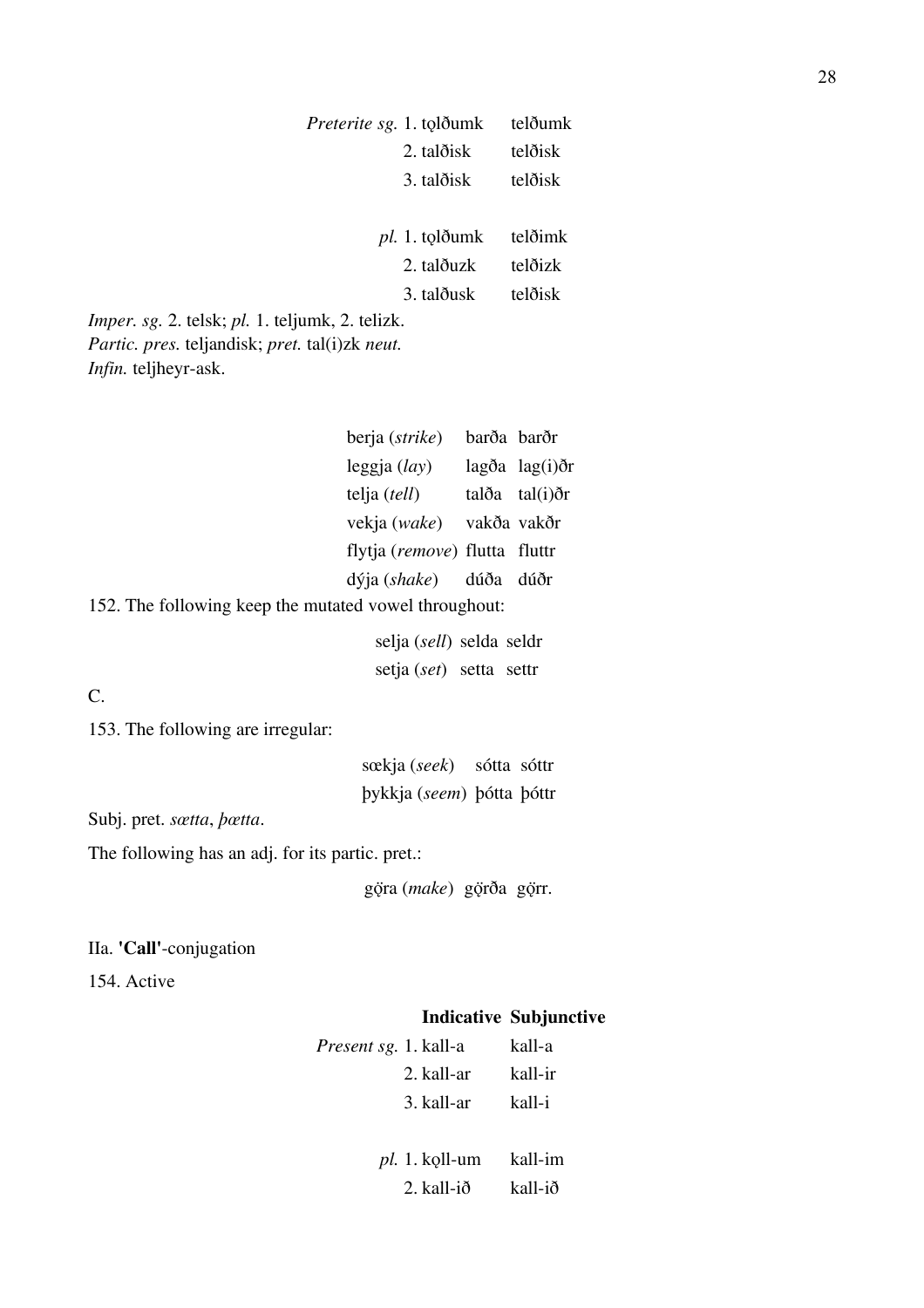| | | |
|---|---|---|
| *Preterite sg.* | 1. tǫlðumk | telðumk |
| | 2. talðisk | telðisk |
| | 3. talðisk | telðisk |
| *pl.* | 1. tǫlðumk | telðimk |
| | 2. talðuzk | telðizk |
| | 3. talðusk | telðisk |

*Imper. sg.* 2. telsk; *pl.* 1. teljumk, 2. telizk.
*Partic. pres.* teljandisk; *pret.* tal(i)zk *neut.*
*Infin.* teljheyr-ask.

| | | |
|---|---|---|
| berja (*strike*) | barða | barðr |
| leggja (*lay*) | lagða | lag(i)ðr |
| telja (*tell*) | talða | tal(i)ðr |
| vekja (*wake*) | vakða | vakðr |
| flytja (*remove*) | flutta | fluttr |
| dýja (*shake*) | dúða | dúðr |

152. The following keep the mutated vowel throughout:

| | | |
|---|---|---|
| selja (*sell*) | selda | seldr |
| setja (*set*) | setta | settr |

C.

153. The following are irregular:

| | | |
|---|---|---|
| sœkja (*seek*) | sótta | sóttr |
| þykkja (*seem*) | þótta | þóttr |

Subj. pret. *sætta*, *þætta*.

The following has an adj. for its partic. pret.:

gǫ̈ra (*make*) gǫ̈rða gǫ̈rr.

IIa. **'Call'**-conjugation

154. Active

| | | **Indicative** | **Subjunctive** |
|---|---|---|---|
| *Present sg.* | 1. | kall-a | kall-a |
| | 2. | kall-ar | kall-ir |
| | 3. | kall-ar | kall-i |
| *pl.* | 1. | kǫll-um | kall-im |
| | 2. | kall-ið | kall-ið |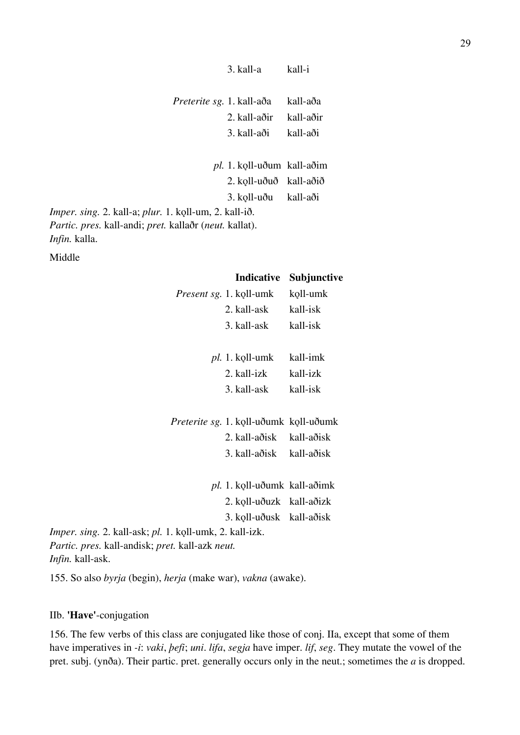| | Indicative | Subjunctive |
|---|---|---|
| | 3. kall-a | kall-i |
| *Preterite sg.* | 1. kall-aða | kall-aða |
| | 2. kall-aðir | kall-aðir |
| | 3. kall-aði | kall-aði |
| *pl.* | 1. kǫll-uðum | kall-aðim |
| | 2. kǫll-uðuð | kall-aðið |
| | 3. kǫll-uðu | kall-aði |

*Imper. sing.* 2. kall-a; *plur.* 1. kǫll-um, 2. kall-ið.
*Partic. pres.* kall-andi; *pret.* kallaðr (*neut.* kallat).
*Infin.* kalla.

Middle

| | Indicative | Subjunctive |
|---|---|---|
| *Present sg.* | 1. kǫll-umk | kǫll-umk |
| | 2. kall-ask | kall-isk |
| | 3. kall-ask | kall-isk |
| *pl.* | 1. kǫll-umk | kall-imk |
| | 2. kall-izk | kall-izk |
| | 3. kall-ask | kall-isk |
| *Preterite sg.* | 1. kǫll-uðumk | kǫll-uðumk |
| | 2. kall-aðisk | kall-aðisk |
| | 3. kall-aðisk | kall-aðisk |
| *pl.* | 1. kǫll-uðumk | kall-aðimk |
| | 2. kǫll-uðuzk | kall-aðizk |
| | 3. kǫll-uðusk | kall-aðisk |

*Imper. sing.* 2. kall-ask; *pl.* 1. kǫll-umk, 2. kall-izk.
*Partic. pres.* kall-andisk; *pret.* kall-azk *neut.*
*Infin.* kall-ask.

155. So also *byrja* (begin), *herja* (make war), *vakna* (awake).

### IIb. **'Have'**-conjugation

156. The few verbs of this class are conjugated like those of conj. IIa, except that some of them have imperatives in *-i*: *vaki*, *þefi*; *uni*. *lifa*, *segja* have imper. *lif*, *seg*. They mutate the vowel of the pret. subj. (ynða). Their partic. pret. generally occurs only in the neut.; sometimes the *a* is dropped.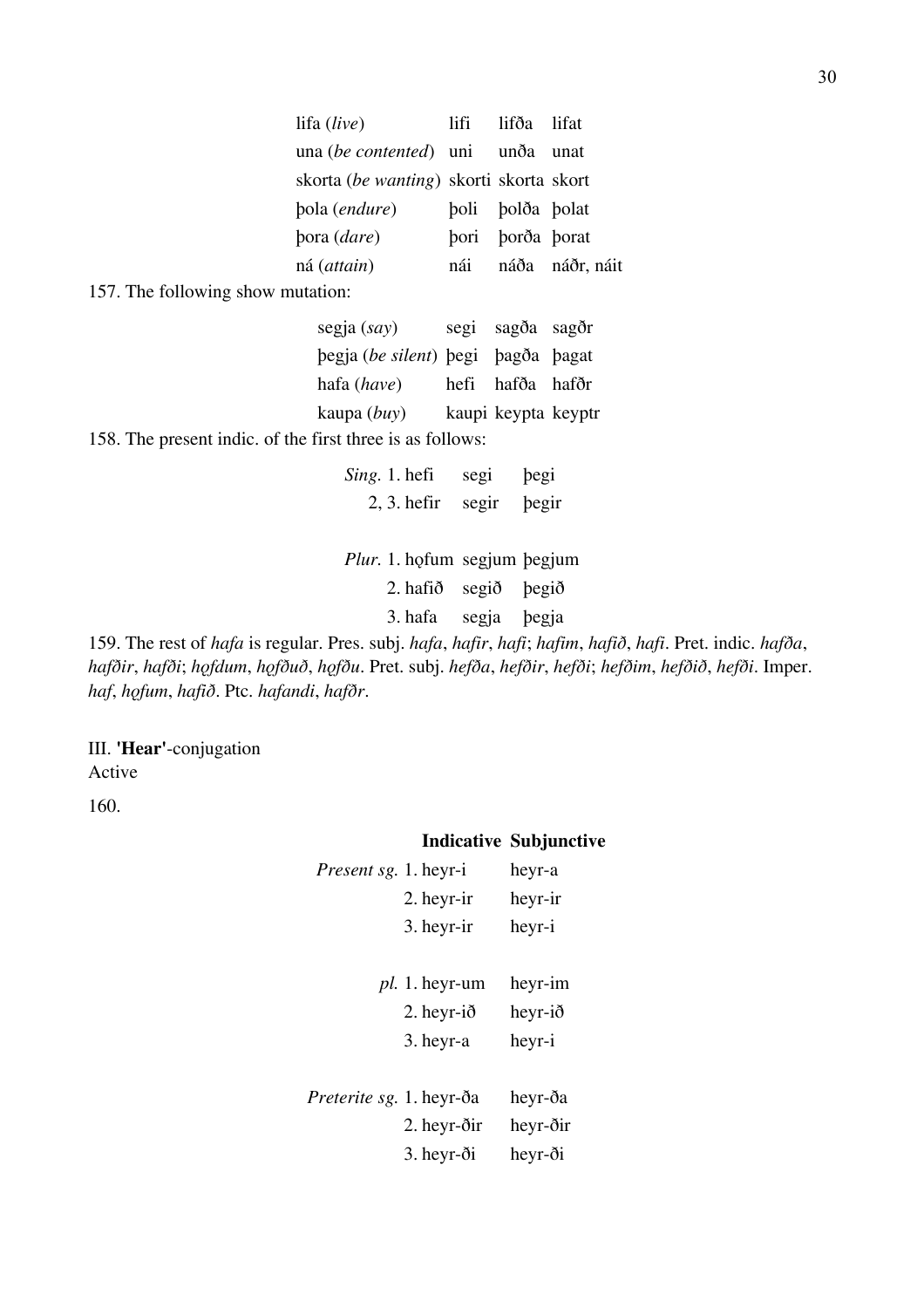| | | | |
|---|---|---|---|
| lifa (*live*) | lifi | lifða | lifat |
| una (*be contented*) | uni | unða | unat |
| skorta (*be wanting*) | skorti | skorta | skort |
| þola (*endure*) | þoli | þolða | þolat |
| þora (*dare*) | þori | þorða | þorat |
| ná (*attain*) | nái | náða | náðr, náit |

157. The following show mutation:

| | | | |
|---|---|---|---|
| segja (*say*) | segi | sagða | sagðr |
| þegja (*be silent*) | þegi | þagða | þagat |
| hafa (*have*) | hefi | hafða | hafðr |
| kaupa (*buy*) | kaupi | keypta | keyptr |

158. The present indic. of the first three is as follows:

| | | | |
|---|---|---|---|
| *Sing.* | 1. hefi | segi | þegi |
| | 2, 3. hefir | segir | þegir |
| *Plur.* | 1. hǫfum | segjum | þegjum |
| | 2. hafið | segið | þegið |
| | 3. hafa | segja | þegja |

159. The rest of *hafa* is regular. Pres. subj. *hafa*, *hafir*, *hafi*; *hafim*, *hafið*, *hafi*. Pret. indic. *hafða*, *hafðir*, *hafði*; *hǫfdum*, *hǫfðuð*, *hǫfðu*. Pret. subj. *hefða*, *hefðir*, *hefði*; *hefðim*, *hefðið*, *hefði*. Imper. *haf*, *hǫfum*, *hafið*. Ptc. *hafandi*, *hafðr*.

III. **'Hear'**-conjugation
Active

160.

| | | Indicative | Subjunctive |
|---|---|---|---|
| *Present sg.* | 1. | heyr-i | heyr-a |
| | 2. | heyr-ir | heyr-ir |
| | 3. | heyr-ir | heyr-i |
| *pl.* | 1. | heyr-um | heyr-im |
| | 2. | heyr-ið | heyr-ið |
| | 3. | heyr-a | heyr-i |
| *Preterite sg.* | 1. | heyr-ða | heyr-ða |
| | 2. | heyr-ðir | heyr-ðir |
| | 3. | heyr-ði | heyr-ði |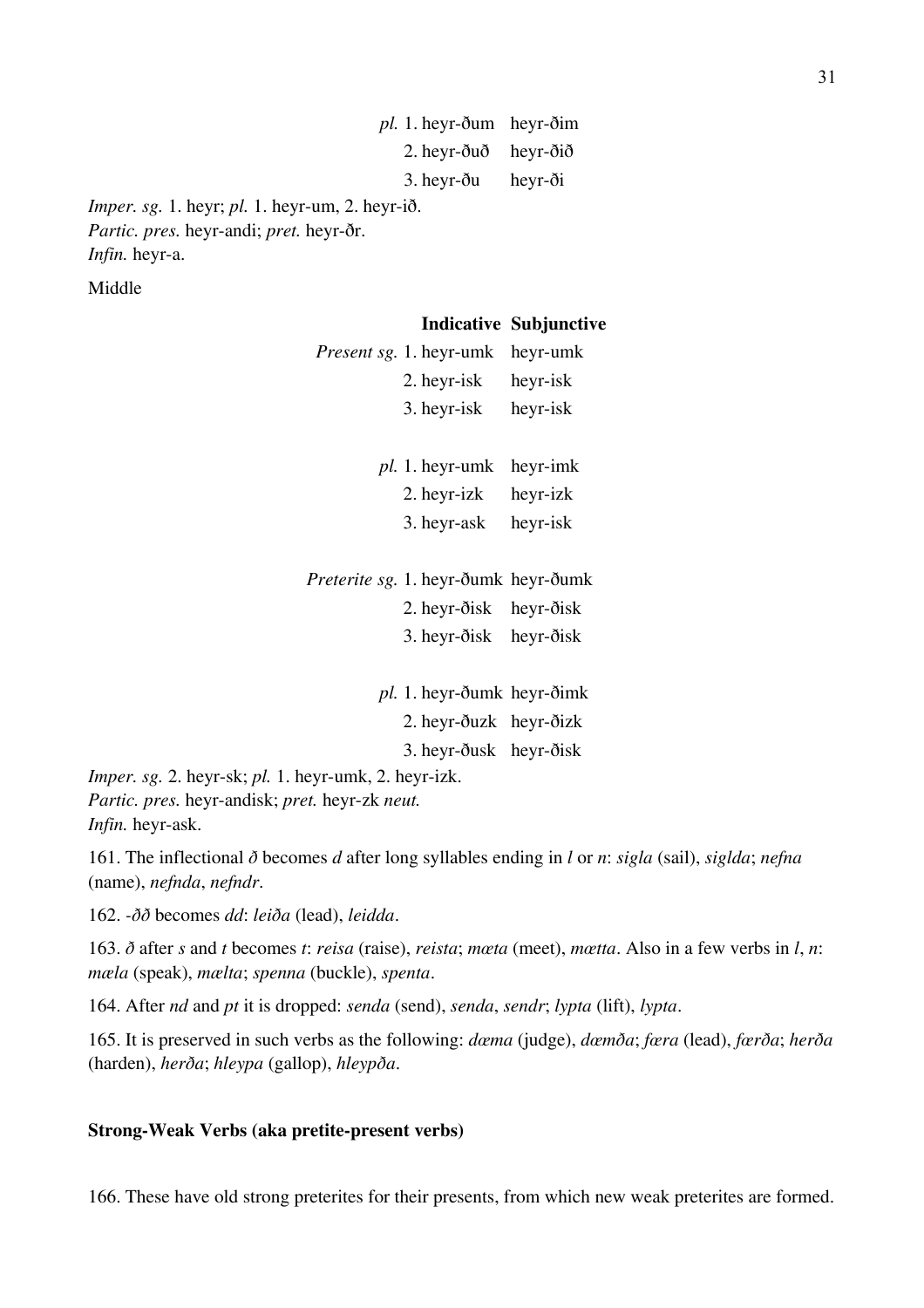| | | |
|---|---|---|
| *pl.* | 1. heyr-ðum | heyr-ðim |
| | 2. heyr-ðuð | heyr-ðið |
| | 3. heyr-ðu | heyr-ði |

*Imper. sg.* 1. heyr; *pl.* 1. heyr-um, 2. heyr-ið.
*Partic. pres.* heyr-andi; *pret.* heyr-ðr.
*Infin.* heyr-a.

Middle

| | | Indicative | Subjunctive |
|---|---|---|---|
| *Present* | *sg.* 1. | heyr-umk | heyr-umk |
| | 2. | heyr-isk | heyr-isk |
| | 3. | heyr-isk | heyr-isk |
| | *pl.* 1. | heyr-umk | heyr-imk |
| | 2. | heyr-izk | heyr-izk |
| | 3. | heyr-ask | heyr-isk |
| *Preterite* | *sg.* 1. | heyr-ðumk | heyr-ðumk |
| | 2. | heyr-ðisk | heyr-ðisk |
| | 3. | heyr-ðisk | heyr-ðisk |
| | *pl.* 1. | heyr-ðumk | heyr-ðimk |
| | 2. | heyr-ðuzk | heyr-ðizk |
| | 3. | heyr-ðusk | heyr-ðisk |

*Imper. sg.* 2. heyr-sk; *pl.* 1. heyr-umk, 2. heyr-izk.
*Partic. pres.* heyr-andisk; *pret.* heyr-zk *neut.*
*Infin.* heyr-ask.

161. The inflectional *ð* becomes *d* after long syllables ending in *l* or *n*: *sigla* (sail), *siglda*; *nefna* (name), *nefnda*, *nefndr*.

162. *-ðð* becomes *dd*: *leiða* (lead), *leidda*.

163. *ð* after *s* and *t* becomes *t*: *reisa* (raise), *reista*; *mæta* (meet), *mætta*. Also in a few verbs in *l*, *n*: *mæla* (speak), *mælta*; *spenna* (buckle), *spenta*.

164. After *nd* and *pt* it is dropped: *senda* (send), *senda*, *sendr*; *lypta* (lift), *lypta*.

165. It is preserved in such verbs as the following: *dæma* (judge), *dæmða*; *fœra* (lead), *fœrða*; *herða* (harden), *herða*; *hleypa* (gallop), *hleypða*.

### Strong-Weak Verbs (aka pretite-present verbs)

166. These have old strong preterites for their presents, from which new weak preterites are formed.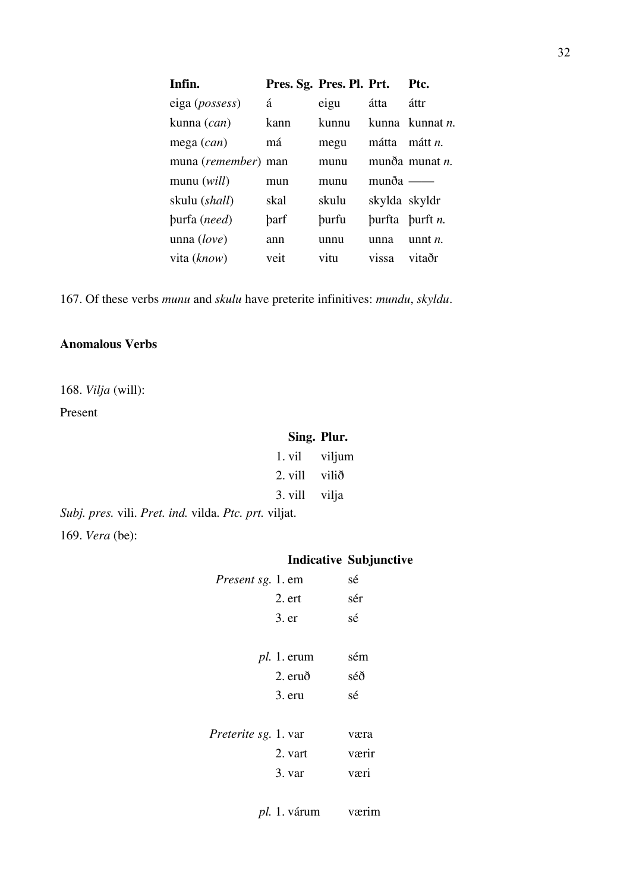| Infin. | Pres. Sg. | Pres. Pl. | Prt. | Ptc. |
|---|---|---|---|---|
| eiga (*possess*) | á | eigu | átta | áttr |
| kunna (*can*) | kann | kunnu | kunna | kunnat *n.* |
| mega (*can*) | má | megu | mátta | mátt *n.* |
| muna (*remember*) | man | munu | munða | munat *n.* |
| munu (*will*) | mun | munu | munða | —— |
| skulu (*shall*) | skal | skulu | skylda | skyldr |
| þurfa (*need*) | þarf | þurfu | þurfta | þurft *n.* |
| unna (*love*) | ann | unnu | unna | unnt *n.* |
| vita (*know*) | veit | vitu | vissa | vitaðr |

167. Of these verbs *munu* and *skulu* have preterite infinitives: *mundu*, *skyldu*.

**Anomalous Verbs**

168. *Vilja* (will):

Present

| Sing. | Plur. |
|---|---|
| 1. vil | viljum |
| 2. vill | vilið |
| 3. vill | vilja |

*Subj. pres.* vili. *Pret. ind.* vilda. *Ptc. prt.* viljat.

169. *Vera* (be):

| | Indicative | Subjunctive |
|---|---|---|
| *Present sg.* | 1. em | sé |
| | 2. ert | sér |
| | 3. er | sé |
| *pl.* | 1. erum | sém |
| | 2. eruð | séð |
| | 3. eru | sé |
| *Preterite sg.* | 1. var | væra |
| | 2. vart | værir |
| | 3. var | væri |
| *pl.* | 1. várum | værim |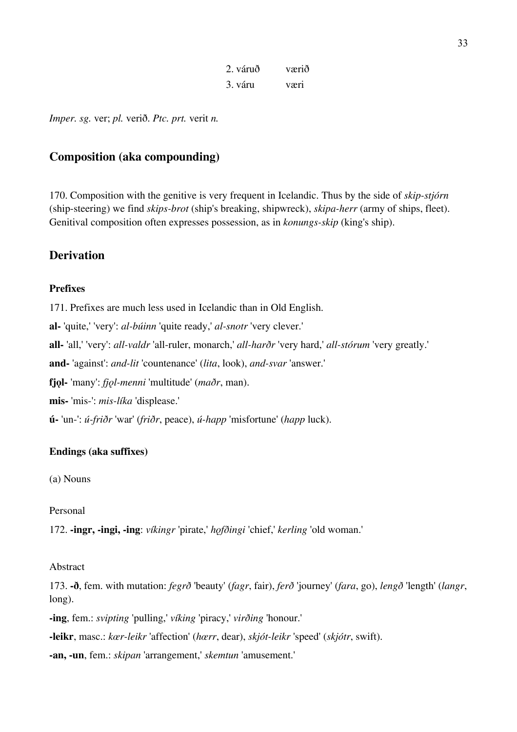| | |
|---|---|
| 2. váruð | værið |
| 3. váru | væri |

*Imper. sg.* ver; *pl.* verið. *Ptc. prt.* verit *n.*

## Composition (aka compounding)

170. Composition with the genitive is very frequent in Icelandic. Thus by the side of *skip-stjórn* (ship-steering) we find *skips-brot* (ship's breaking, shipwreck), *skipa-herr* (army of ships, fleet). Genitival composition often expresses possession, as in *konungs-skip* (king's ship).

## Derivation

### Prefixes

171. Prefixes are much less used in Icelandic than in Old English.

**al-** 'quite,' 'very': *al-búinn* 'quite ready,' *al-snotr* 'very clever.'

**all-** 'all,' 'very': *all-valdr* 'all-ruler, monarch,' *all-harðr* 'very hard,' *all-stórum* 'very greatly.'

**and-** 'against': *and-lit* 'countenance' (*lita*, look), *and-svar* 'answer.'

**fjǫl-** 'many': *fjǫl-menni* 'multitude' (*maðr*, man).

**mis-** 'mis-': *mis-líka* 'displease.'

**ú-** 'un-': *ú-friðr* 'war' (*friðr*, peace), *ú-happ* 'misfortune' (*happ* luck).

### Endings (aka suffixes)

(a) Nouns

Personal

172. **-ingr, -ingi, -ing**: *víkingr* 'pirate,' *hǫfðingi* 'chief,' *kerling* 'old woman.'

Abstract

173. **-ð**, fem. with mutation: *fegrð* 'beauty' (*fagr*, fair), *ferð* 'journey' (*fara*, go), *lengð* 'length' (*langr*, long).

**-ing**, fem.: *svipting* 'pulling,' *víking* 'piracy,' *virðing* 'honour.'

**-leikr**, masc.: *kær-leikr* 'affection' (*hærr*, dear), *skjót-leikr* 'speed' (*skjótr*, swift).

**-an, -un**, fem.: *skipan* 'arrangement,' *skemtun* 'amusement.'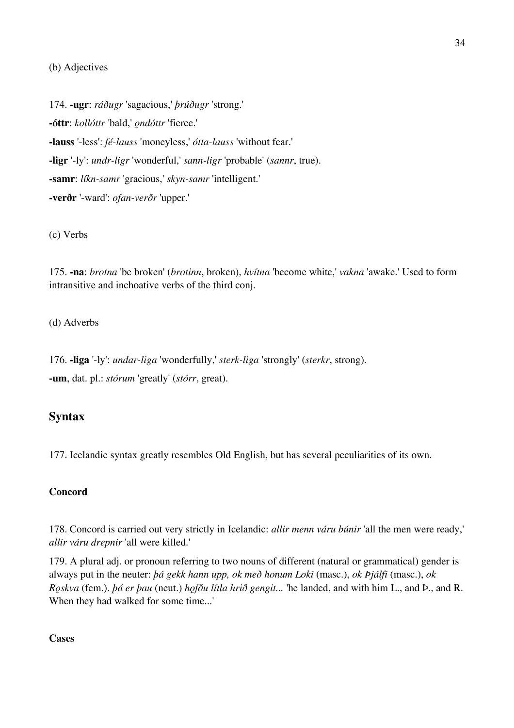(b) Adjectives

174. **-ugr**: *ráðugr* 'sagacious,' *þrúðugr* 'strong.'

**-óttr**: *kollóttr* 'bald,' *ǫndóttr* 'fierce.'

**-lauss** '-less': *fé-lauss* 'moneyless,' *ótta-lauss* 'without fear.'

**-ligr** '-ly': *undr-ligr* 'wonderful,' *sann-ligr* 'probable' (*sannr*, true).

**-samr**: *líkn-samr* 'gracious,' *skyn-samr* 'intelligent.'

**-verðr** '-ward': *ofan-verðr* 'upper.'

(c) Verbs

175. **-na**: *brotna* 'be broken' (*brotinn*, broken), *hvítna* 'become white,' *vakna* 'awake.' Used to form intransitive and inchoative verbs of the third conj.

(d) Adverbs

176. **-liga** '-ly': *undar-liga* 'wonderfully,' *sterk-liga* 'strongly' (*sterkr*, strong).

**-um**, dat. pl.: *stórum* 'greatly' (*stórr*, great).

## Syntax

177. Icelandic syntax greatly resembles Old English, but has several peculiarities of its own.

### Concord

178. Concord is carried out very strictly in Icelandic: *allir menn váru búnir* 'all the men were ready,' *allir váru drepnir* 'all were killed.'

179. A plural adj. or pronoun referring to two nouns of different (natural or grammatical) gender is always put in the neuter: *þá gekk hann upp, ok með honum Loki* (masc.), *ok Þjálfi* (masc.), *ok Rǫskva* (fem.). *þá er þau* (neut.) *hǫfðu lítla hrið gengit...* 'he landed, and with him L., and Þ., and R. When they had walked for some time...'

### Cases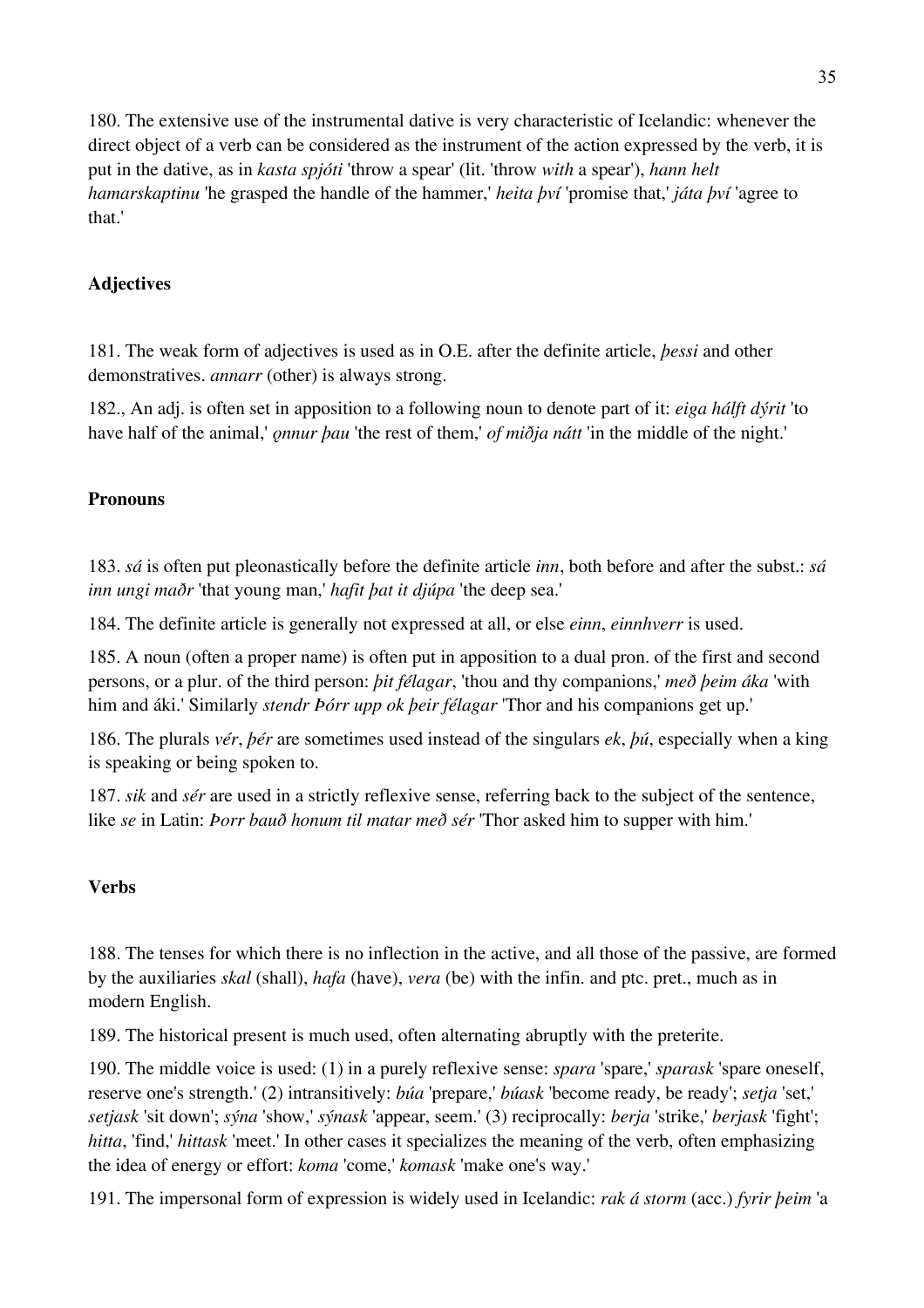180. The extensive use of the instrumental dative is very characteristic of Icelandic: whenever the direct object of a verb can be considered as the instrument of the action expressed by the verb, it is put in the dative, as in *kasta spjóti* 'throw a spear' (lit. 'throw *with* a spear'), *hann helt hamarskaptinu* 'he grasped the handle of the hammer,' *heita því* 'promise that,' *játa því* 'agree to that.'

### Adjectives

181. The weak form of adjectives is used as in O.E. after the definite article, *þessi* and other demonstratives. *annarr* (other) is always strong.

182., An adj. is often set in apposition to a following noun to denote part of it: *eiga hálft dýrit* 'to have half of the animal,' *ǫnnur þau* 'the rest of them,' *of miðja nátt* 'in the middle of the night.'

### Pronouns

183. *sá* is often put pleonastically before the definite article *inn*, both before and after the subst.: *sá inn ungi maðr* 'that young man,' *hafit þat it djúpa* 'the deep sea.'

184. The definite article is generally not expressed at all, or else *einn*, *einnhverr* is used.

185. A noun (often a proper name) is often put in apposition to a dual pron. of the first and second persons, or a plur. of the third person: *þit félagar*, 'thou and thy companions,' *með þeim áka* 'with him and áki.' Similarly *stendr Þórr upp ok þeir félagar* 'Thor and his companions get up.'

186. The plurals *vér*, *þér* are sometimes used instead of the singulars *ek*, *þú*, especially when a king is speaking or being spoken to.

187. *sik* and *sér* are used in a strictly reflexive sense, referring back to the subject of the sentence, like *se* in Latin: *Þorr bauð honum til matar með sér* 'Thor asked him to supper with him.'

### Verbs

188. The tenses for which there is no inflection in the active, and all those of the passive, are formed by the auxiliaries *skal* (shall), *hafa* (have), *vera* (be) with the infin. and ptc. pret., much as in modern English.

189. The historical present is much used, often alternating abruptly with the preterite.

190. The middle voice is used: (1) in a purely reflexive sense: *spara* 'spare,' *sparask* 'spare oneself, reserve one's strength.' (2) intransitively: *búa* 'prepare,' *búask* 'become ready, be ready'; *setja* 'set,' *setjask* 'sit down'; *sýna* 'show,' *sýnask* 'appear, seem.' (3) reciprocally: *berja* 'strike,' *berjask* 'fight'; *hitta*, 'find,' *hittask* 'meet.' In other cases it specializes the meaning of the verb, often emphasizing the idea of energy or effort: *koma* 'come,' *komask* 'make one's way.'

191. The impersonal form of expression is widely used in Icelandic: *rak á storm* (acc.) *fyrir þeim* 'a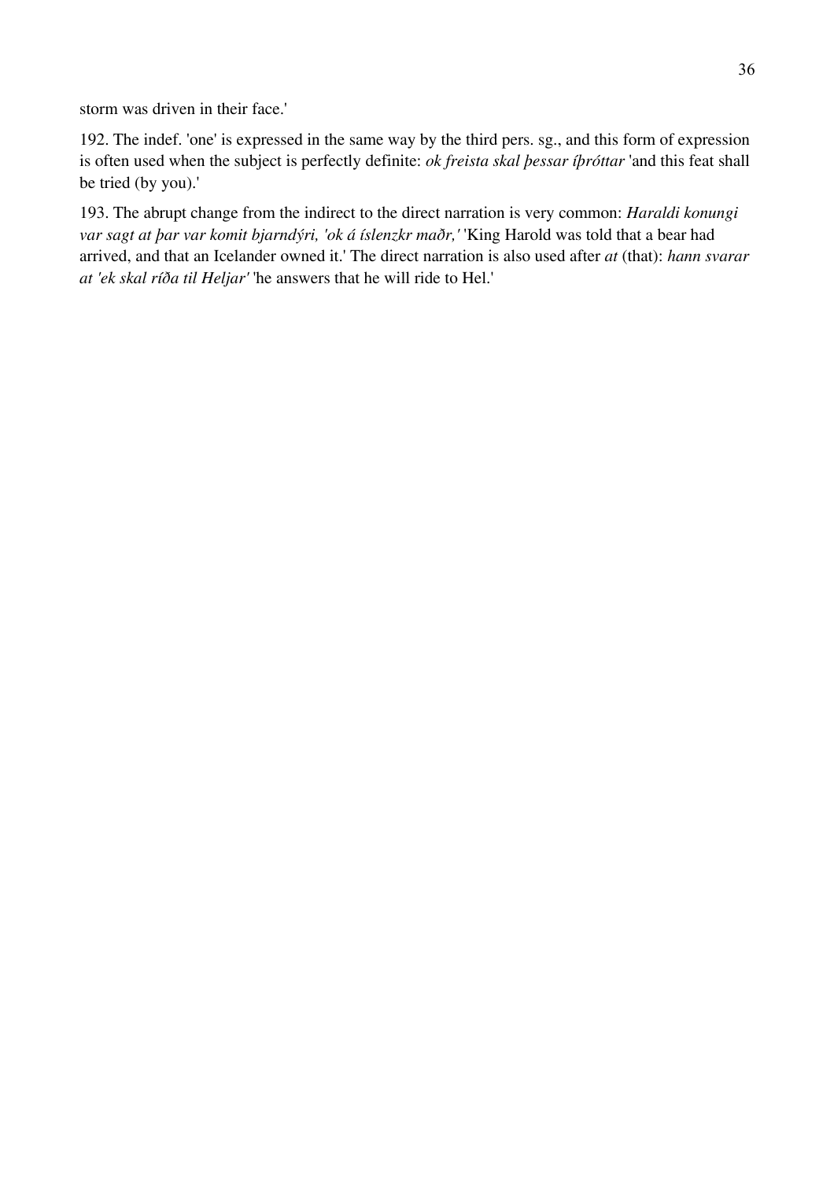storm was driven in their face.'

192. The indef. 'one' is expressed in the same way by the third pers. sg., and this form of expression is often used when the subject is perfectly definite: *ok freista skal þessar íþróttar* 'and this feat shall be tried (by you).'

193. The abrupt change from the indirect to the direct narration is very common: *Haraldi konungi var sagt at þar var komit bjarndýri, 'ok á íslenzkr maðr,'* 'King Harold was told that a bear had arrived, and that an Icelander owned it.' The direct narration is also used after *at* (that): *hann svarar at 'ek skal ríða til Heljar'* 'he answers that he will ride to Hel.'